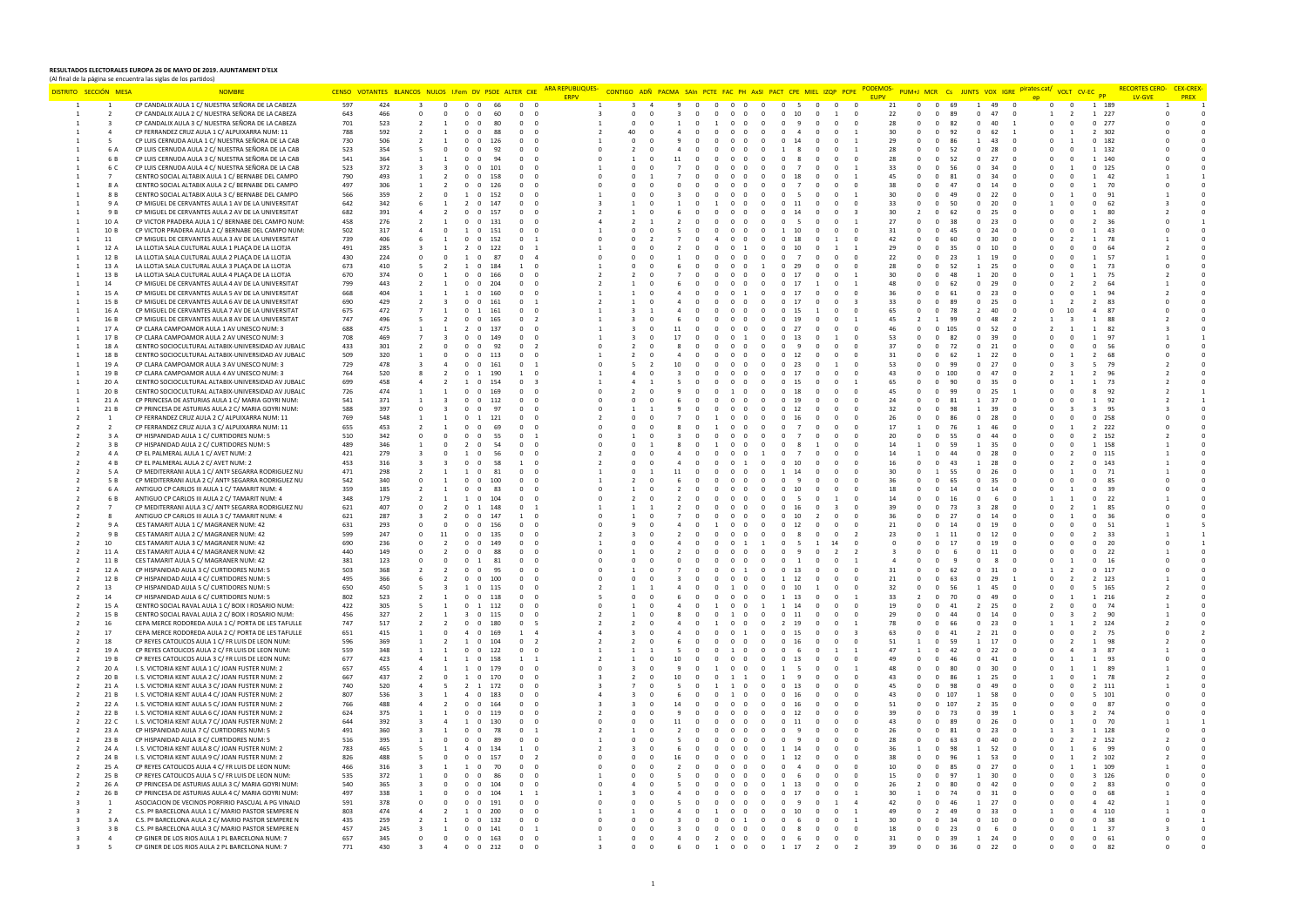**RESULTADOS ELECTORALES EUROPA 26 DE MAYO DE 2019. AJUNTAMENT D'ELX**

(Al final de la página se encuentra las siglas de los partidos)

| DISTRITO | SECCIÓN | MESA | NOMBRE | CENSO | VOTANTES | BLANCOS | NULOS | I.Fem | DV | PSOE | ALTER | CXE | ARA REPUBLIQUES-ERPV | CONTIGO | ADÑ | PACMA | SAIn | PCTE | FAC | PH | AxSI | PACT | CPE | MIEL | IZQP | PCPE | PODEMOS-EUPV | PUM+J | MCR | Cs | JUNTS | VOX | IGRE | pirates.cat/ep | VOLT | CV-EC | PP | RECORTES CERO-LV-GVE | CEX-CREX-PREX |
|---|---|---|---|---|---|---|---|---|---|---|---|---|---|---|---|---|---|---|---|---|---|---|---|---|---|---|---|---|---|---|---|---|---|---|---|---|---|---|---|
| 1 | 1 | | CP CANDALIX AULA 1 C/ NUESTRA SEÑORA DE LA CABEZA | 597 | 424 | 3 | 0 | 0 | 0 | 66 | 0 | 0 | 1 | 3 | 4 | 9 | 0 | 0 | 0 | 0 | 0 | 0 | 5 | 0 | 0 | 0 | 21 | 0 | 0 | 69 | 1 | 49 | 0 | 0 | 0 | 1 | 189 | 1 | 1 |
| 1 | 2 | | CP CANDALIX AULA 2 C/ NUESTRA SEÑORA DE LA CABEZA | 643 | 466 | 0 | 0 | 0 | 0 | 60 | 0 | 0 | 3 | 0 | 0 | 3 | 0 | 0 | 0 | 0 | 0 | 0 | 10 | 0 | 1 | 0 | 22 | 0 | 0 | 89 | 0 | 47 | 0 | 1 | 2 | 1 | 227 | 0 | 0 |
| 1 | 3 | | CP CANDALIX AULA 3 C/ NUESTRA SEÑORA DE LA CABEZA | 701 | 523 | 2 | 1 | 0 | 0 | 80 | 0 | 0 | 1 | 0 | 0 | 1 | 0 | 1 | 0 | 0 | 0 | 0 | 9 | 0 | 0 | 0 | 28 | 0 | 0 | 82 | 0 | 40 | 1 | 0 | 0 | 0 | 277 | 0 | 0 |
| 1 | 4 | | CP FERRANDEZ CRUZ AULA 1 C/ ALPUIXARRA NUM: 11 | 788 | 592 | 2 | 1 | 0 | 0 | 88 | 0 | 0 | 2 | 40 | 0 | 4 | 0 | 0 | 0 | 0 | 0 | 0 | 4 | 0 | 0 | 0 | 30 | 0 | 0 | 92 | 0 | 62 | 1 | 0 | 1 | 2 | 302 | 0 | 0 |
| 1 | 5 | | CP LUIS CERNUDA AULA 1 C/ NUESTRA SEÑORA DE LA CAB | 730 | 506 | 2 | 1 | 0 | 0 | 126 | 0 | 0 | 1 | 0 | 0 | 9 | 0 | 0 | 0 | 0 | 0 | 0 | 14 | 0 | 0 | 1 | 29 | 0 | 0 | 86 | 1 | 43 | 0 | 0 | 1 | 0 | 182 | 0 | 0 |
| 1 | 6 | A | CP LUIS CERNUDA AULA 2 C/ NUESTRA SEÑORA DE LA CAB | 523 | 354 | 5 | 0 | 0 | 0 | 92 | 0 | 0 | 0 | 2 | 0 | 4 | 0 | 0 | 0 | 0 | 0 | 1 | 8 | 0 | 0 | 1 | 28 | 0 | 0 | 52 | 0 | 28 | 0 | 0 | 0 | 1 | 132 | 0 | 0 |
| 1 | 6 | B | CP LUIS CERNUDA AULA 3 C/ NUESTRA SEÑORA DE LA CAB | 541 | 364 | 1 | 1 | 0 | 0 | 94 | 0 | 0 | 0 | 1 | 0 | 11 | 0 | 0 | 0 | 0 | 0 | 0 | 8 | 0 | 0 | 0 | 28 | 0 | 0 | 52 | 0 | 27 | 0 | 0 | 0 | 1 | 140 | 0 | 0 |
| 1 | 6 | C | CP LUIS CERNUDA AULA 4 C/ NUESTRA SEÑORA DE LA CAB | 523 | 372 | 3 | 3 | 0 | 0 | 101 | 0 | 0 | 1 | 0 | 0 | 7 | 0 | 0 | 0 | 0 | 0 | 0 | 7 | 0 | 0 | 1 | 33 | 0 | 0 | 56 | 0 | 34 | 0 | 0 | 1 | 0 | 125 | 0 | 0 |
| 1 | 7 | | CENTRO SOCIAL ALTABIX AULA 1 C/ BERNABE DEL CAMPO | 790 | 493 | 1 | 2 | 0 | 0 | 158 | 0 | 0 | 0 | 0 | 1 | 7 | 0 | 0 | 0 | 0 | 0 | 0 | 18 | 0 | 0 | 1 | 45 | 0 | 0 | 81 | 0 | 34 | 0 | 0 | 0 | 1 | 42 | 1 | 1 |
| 1 | 8 | A | CENTRO SOCIAL ALTABIX AULA 2 C/ BERNABE DEL CAMPO | 497 | 306 | 1 | 2 | 0 | 0 | 126 | 0 | 0 | 0 | 0 | 0 | 0 | 0 | 0 | 0 | 0 | 0 | 0 | 7 | 0 | 0 | 0 | 38 | 0 | 0 | 47 | 0 | 14 | 0 | 0 | 0 | 1 | 70 | 0 | 0 |
| 1 | 8 | B | CENTRO SOCIAL ALTABIX AULA 3 C/ BERNABE DEL CAMPO | 566 | 359 | 2 | 0 | 1 | 0 | 152 | 0 | 0 | 1 | 0 | 0 | 3 | 0 | 0 | 0 | 0 | 0 | 0 | 5 | 0 | 0 | 1 | 30 | 0 | 0 | 49 | 0 | 22 | 0 | 0 | 1 | 0 | 91 | 1 | 0 |
| 1 | 9 | A | CP MIGUEL DE CERVANTES AULA 1 AV DE LA UNIVERSITAT | 642 | 342 | 6 | 1 | 2 | 0 | 147 | 0 | 0 | 3 | 1 | 0 | 1 | 0 | 1 | 0 | 0 | 0 | 0 | 11 | 0 | 0 | 0 | 30 | 0 | 0 | 50 | 0 | 20 | 0 | 1 | 0 | 0 | 62 | 3 | 0 |
| 1 | 9 | B | CP MIGUEL DE CERVANTES AULA 2 AV DE LA UNIVERSITAT | 682 | 391 | 4 | 2 | 0 | 0 | 157 | 0 | 0 | 2 | 1 | 0 | 6 | 0 | 0 | 0 | 0 | 0 | 0 | 14 | 0 | 0 | 3 | 30 | 2 | 0 | 62 | 0 | 25 | 0 | 0 | 0 | 1 | 80 | 2 | 0 |
| 1 | 10 | A | CP VICTOR PRADERA AULA 1 C/ BERNABE DEL CAMPO NUM: | 458 | 276 | 2 | 1 | 0 | 0 | 131 | 0 | 0 | 4 | 2 | 1 | 2 | 0 | 0 | 0 | 0 | 0 | 0 | 5 | 0 | 0 | 1 | 27 | 0 | 0 | 38 | 0 | 23 | 0 | 0 | 0 | 2 | 36 | 0 | 1 |
| 1 | 10 | B | CP VICTOR PRADERA AULA 2 C/ BERNABE DEL CAMPO NUM: | 502 | 317 | 4 | 0 | 1 | 0 | 151 | 0 | 0 | 1 | 0 | 0 | 5 | 0 | 0 | 0 | 0 | 0 | 1 | 10 | 0 | 0 | 0 | 31 | 0 | 0 | 45 | 0 | 24 | 0 | 0 | 0 | 1 | 43 | 0 | 0 |
| 1 | 11 | | CP MIGUEL DE CERVANTES AULA 3 AV DE LA UNIVERSITAT | 739 | 406 | 6 | 1 | 0 | 0 | 152 | 0 | 1 | 0 | 0 | 2 | 7 | 0 | 4 | 0 | 0 | 0 | 0 | 18 | 0 | 1 | 0 | 42 | 0 | 0 | 60 | 0 | 30 | 0 | 0 | 2 | 1 | 78 | 1 | 0 |
| 1 | 12 | A | LA LLOTJA SALA CULTURAL AULA 1 PLAÇA DE LA LLOTJA | 491 | 285 | 3 | 1 | 2 | 0 | 122 | 0 | 1 | 1 | 0 | 0 | 2 | 0 | 0 | 0 | 1 | 0 | 0 | 10 | 0 | 1 | 1 | 29 | 0 | 0 | 35 | 0 | 10 | 0 | 0 | 0 | 0 | 64 | 2 | 0 |
| 1 | 12 | B | LA LLOTJA SALA CULTURAL AULA 2 PLAÇA DE LA LLOTJA | 430 | 224 | 0 | 0 | 1 | 0 | 87 | 0 | 4 | 0 | 0 | 0 | 1 | 0 | 0 | 0 | 0 | 0 | 0 | 7 | 0 | 0 | 0 | 22 | 0 | 0 | 23 | 1 | 19 | 0 | 0 | 0 | 1 | 57 | 1 | 0 |
| 1 | 13 | A | LA LLOTJA SALA CULTURAL AULA 3 PLAÇA DE LA LLOTJA | 673 | 410 | 5 | 2 | 1 | 0 | 184 | 1 | 0 | 1 | 0 | 0 | 6 | 0 | 0 | 0 | 0 | 1 | 0 | 29 | 0 | 0 | 0 | 28 | 0 | 0 | 52 | 1 | 25 | 0 | 0 | 0 | 1 | 73 | 0 | 0 |
| 1 | 13 | B | LA LLOTJA SALA CULTURAL AULA 4 PLAÇA DE LA LLOTJA | 670 | 374 | 0 | 1 | 0 | 0 | 166 | 0 | 0 | 2 | 2 | 0 | 7 | 0 | 0 | 0 | 0 | 0 | 0 | 17 | 0 | 0 | 1 | 30 | 0 | 0 | 48 | 1 | 20 | 0 | 0 | 0 | 1 | 75 | 2 | 0 |
| 1 | 14 | | CP MIGUEL DE CERVANTES AULA 4 AV DE LA UNIVERSITAT | 799 | 443 | 2 | 1 | 0 | 0 | 204 | 0 | 0 | 2 | 1 | 0 | 6 | 0 | 0 | 0 | 0 | 0 | 0 | 17 | 1 | 0 | 1 | 48 | 0 | 0 | 62 | 0 | 29 | 0 | 0 | 2 | 2 | 64 | 1 | 0 |
| 1 | 15 | A | CP MIGUEL DE CERVANTES AULA 5 AV DE LA UNIVERSITAT | 668 | 404 | 1 | 1 | 1 | 0 | 160 | 0 | 0 | 1 | 1 | 0 | 4 | 0 | 0 | 0 | 1 | 0 | 0 | 17 | 0 | 0 | 0 | 36 | 0 | 0 | 61 | 0 | 23 | 0 | 0 | 0 | 1 | 94 | 2 | 0 |
| 1 | 15 | B | CP MIGUEL DE CERVANTES AULA 6 AV DE LA UNIVERSITAT | 690 | 429 | 2 | 3 | 0 | 0 | 161 | 0 | 1 | 2 | 1 | 0 | 4 | 0 | 0 | 0 | 0 | 0 | 0 | 17 | 0 | 0 | 3 | 33 | 0 | 0 | 89 | 0 | 25 | 0 | 1 | 2 | 2 | 83 | 0 | 0 |
| 1 | 16 | A | CP MIGUEL DE CERVANTES AULA 7 AV DE LA UNIVERSITAT | 675 | 472 | 7 | 1 | 0 | 1 | 161 | 0 | 0 | 1 | 3 | 1 | 4 | 0 | 0 | 0 | 0 | 0 | 0 | 15 | 1 | 0 | 0 | 65 | 0 | 0 | 78 | 2 | 40 | 0 | 0 | 10 | 4 | 87 | 0 | 0 |
| 1 | 16 | B | CP MIGUEL DE CERVANTES AULA 8 AV DE LA UNIVERSITAT | 747 | 496 | 5 | 2 | 0 | 0 | 165 | 0 | 2 | 1 | 3 | 0 | 6 | 0 | 0 | 0 | 0 | 0 | 0 | 19 | 0 | 0 | 1 | 45 | 2 | 1 | 99 | 0 | 48 | 2 | 1 | 3 | 1 | 88 | 2 | 0 |
| 1 | 17 | A | CP CLARA CAMPOAMOR AULA 1 AV UNESCO NUM: 3 | 688 | 475 | 1 | 1 | 2 | 0 | 137 | 0 | 0 | 1 | 3 | 0 | 11 | 0 | 0 | 0 | 0 | 0 | 0 | 27 | 0 | 0 | 0 | 46 | 0 | 0 | 105 | 0 | 52 | 0 | 2 | 1 | 1 | 82 | 3 | 0 |
| 1 | 17 | B | CP CLARA CAMPOAMOR AULA 2 AV UNESCO NUM: 3 | 708 | 469 | 7 | 3 | 0 | 0 | 149 | 0 | 0 | 1 | 3 | 0 | 17 | 0 | 0 | 0 | 1 | 0 | 0 | 13 | 0 | 1 | 0 | 53 | 0 | 0 | 82 | 0 | 39 | 0 | 0 | 0 | 1 | 97 | 1 | 1 |
| 1 | 18 | A | CENTRO SOCIOCULTURAL ALTABIX-UNIVERSIDAD AV JUBALC | 433 | 301 | 2 | 0 | 0 | 0 | 92 | 0 | 2 | 0 | 2 | 0 | 8 | 0 | 0 | 0 | 0 | 0 | 0 | 9 | 0 | 0 | 0 | 37 | 0 | 0 | 72 | 0 | 21 | 0 | 0 | 0 | 0 | 56 | 0 | 0 |
| 1 | 18 | B | CENTRO SOCIOCULTURAL ALTABIX-UNIVERSIDAD AV JUBALC | 509 | 320 | 1 | 0 | 0 | 0 | 113 | 0 | 0 | 1 | 2 | 0 | 4 | 0 | 0 | 0 | 0 | 0 | 0 | 12 | 0 | 0 | 0 | 31 | 0 | 0 | 62 | 1 | 22 | 0 | 0 | 1 | 2 | 68 | 0 | 0 |
| 1 | 19 | A | CP CLARA CAMPOAMOR AULA 3 AV UNESCO NUM: 3 | 729 | 478 | 3 | 4 | 0 | 0 | 161 | 0 | 1 | 0 | 5 | 2 | 10 | 0 | 0 | 0 | 0 | 0 | 0 | 23 | 0 | 1 | 0 | 53 | 0 | 0 | 99 | 0 | 27 | 0 | 0 | 3 | 5 | 79 | 2 | 0 |
| 1 | 19 | B | CP CLARA CAMPOAMOR AULA 4 AV UNESCO NUM: 3 | 764 | 520 | 8 | 2 | 0 | 1 | 190 | 1 | 0 | 1 | 4 | 0 | 3 | 0 | 0 | 0 | 0 | 0 | 0 | 17 | 0 | 0 | 0 | 43 | 0 | 0 | 100 | 0 | 47 | 0 | 2 | 1 | 2 | 96 | 2 | 0 |
| 1 | 20 | A | CENTRO SOCIOCULTURAL ALTABIX-UNIVERSIDAD AV JUBALC | 699 | 458 | 4 | 2 | 1 | 0 | 154 | 0 | 3 | 1 | 4 | 1 | 5 | 0 | 0 | 0 | 0 | 0 | 0 | 15 | 0 | 0 | 0 | 65 | 0 | 0 | 90 | 0 | 35 | 0 | 0 | 1 | 1 | 73 | 2 | 0 |
| 1 | 20 | B | CENTRO SOCIOCULTURAL ALTABIX-UNIVERSIDAD AV JUBALC | 726 | 474 | 1 | 1 | 0 | 0 | 169 | 0 | 0 | 0 | 2 | 0 | 9 | 0 | 0 | 1 | 0 | 0 | 0 | 18 | 0 | 0 | 0 | 45 | 0 | 0 | 99 | 0 | 25 | 1 | 0 | 0 | 8 | 92 | 2 | 1 |
| 1 | 21 | A | CP PRINCESA DE ASTURIAS AULA 1 C/ MARIA GOYRI NUM: | 541 | 371 | 1 | 3 | 0 | 0 | 112 | 0 | 0 | 0 | 0 | 0 | 6 | 0 | 0 | 0 | 0 | 0 | 0 | 19 | 0 | 0 | 0 | 24 | 0 | 0 | 81 | 1 | 37 | 0 | 0 | 0 | 1 | 92 | 2 | 1 |
| 1 | 21 | B | CP PRINCESA DE ASTURIAS AULA 2 C/ MARIA GOYRI NUM: | 588 | 397 | 0 | 3 | 0 | 0 | 97 | 0 | 0 | 0 | 1 | 1 | 9 | 0 | 0 | 0 | 0 | 0 | 0 | 12 | 0 | 0 | 0 | 32 | 0 | 0 | 98 | 1 | 39 | 0 | 0 | 3 | 3 | 95 | 3 | 0 |
| 2 | 1 | | CP FERRANDEZ CRUZ AULA 2 C/ ALPUIXARRA NUM: 11 | 769 | 548 | 1 | 1 | 0 | 1 | 121 | 0 | 0 | 2 | 0 | 0 | 7 | 0 | 1 | 0 | 0 | 0 | 0 | 16 | 0 | 0 | 0 | 26 | 0 | 0 | 86 | 0 | 28 | 0 | 0 | 0 | 0 | 258 | 0 | 0 |
| 2 | 2 | | CP FERRANDEZ CRUZ AULA 3 C/ ALPUIXARRA NUM: 11 | 655 | 453 | 2 | 1 | 0 | 0 | 69 | 0 | 0 | 0 | 0 | 0 | 8 | 0 | 1 | 0 | 0 | 0 | 0 | 7 | 0 | 0 | 0 | 17 | 0 | 1 | 76 | 1 | 46 | 0 | 0 | 1 | 2 | 222 | 0 | 0 |
| 2 | 3 | A | CP HISPANIDAD AULA 1 C/ CURTIDORES NUM: 5 | 510 | 342 | 0 | 0 | 0 | 0 | 55 | 0 | 1 | 0 | 1 | 0 | 3 | 0 | 0 | 0 | 0 | 0 | 0 | 7 | 0 | 0 | 0 | 20 | 0 | 0 | 55 | 0 | 44 | 0 | 0 | 0 | 2 | 152 | 2 | 0 |
| 2 | 3 | B | CP HISPANIDAD AULA 2 C/ CURTIDORES NUM: 5 | 489 | 346 | 1 | 0 | 2 | 0 | 54 | 0 | 0 | 0 | 0 | 1 | 8 | 0 | 1 | 0 | 0 | 0 | 0 | 8 | 1 | 0 | 0 | 14 | 1 | 0 | 59 | 1 | 35 | 0 | 0 | 0 | 1 | 158 | 1 | 0 |
| 2 | 4 | A | CP EL PALMERAL AULA 1 C/ AVET NUM: 2 | 421 | 279 | 3 | 0 | 1 | 0 | 56 | 0 | 0 | 2 | 0 | 0 | 4 | 0 | 0 | 0 | 0 | 1 | 0 | 7 | 0 | 0 | 0 | 14 | 1 | 0 | 44 | 0 | 28 | 0 | 0 | 2 | 0 | 115 | 1 | 0 |
| 2 | 4 | B | CP EL PALMERAL AULA 2 C/ AVET NUM: 2 | 453 | 316 | 3 | 3 | 0 | 0 | 58 | 1 | 0 | 2 | 0 | 0 | 4 | 0 | 0 | 0 | 1 | 0 | 0 | 10 | 0 | 0 | 0 | 16 | 0 | 0 | 43 | 1 | 28 | 0 | 0 | 2 | 0 | 143 | 1 | 0 |
| 2 | 5 | A | CP MEDITERRANI AULA 1 C/ ANTº SEGARRA RODRIGUEZ NU | 471 | 298 | 2 | 1 | 1 | 0 | 81 | 0 | 0 | 1 | 0 | 1 | 11 | 0 | 0 | 0 | 0 | 0 | 0 | 14 | 0 | 0 | 0 | 30 | 1 | 1 | 55 | 0 | 26 | 0 | 0 | 1 | 0 | 71 | 1 | 0 |
| 2 | 5 | B | CP MEDITERRANI AULA 2 C/ ANTº SEGARRA RODRIGUEZ NU | 542 | 340 | 0 | 1 | 0 | 0 | 100 | 0 | 0 | 1 | 2 | 0 | 6 | 0 | 0 | 0 | 0 | 0 | 0 | 9 | 0 | 0 | 0 | 36 | 0 | 0 | 65 | 0 | 35 | 0 | 0 | 0 | 0 | 85 | 0 | 0 |
| 2 | 6 | A | ANTIGUO CP CARLOS III AULA 1 C/ TAMARIT NUM: 4 | 359 | 185 | 2 | 1 | 0 | 0 | 83 | 0 | 0 | 0 | 1 | 0 | 2 | 0 | 0 | 0 | 0 | 0 | 0 | 10 | 0 | 0 | 0 | 18 | 0 | 0 | 14 | 0 | 14 | 0 | 0 | 0 | 0 | 39 | 0 | 0 |
| 2 | 6 | B | ANTIGUO CP CARLOS III AULA 2 C/ TAMARIT NUM: 4 | 348 | 179 | 2 | 1 | 1 | 0 | 104 | 0 | 0 | 0 | 2 | 0 | 2 | 0 | 0 | 0 | 0 | 0 | 0 | 5 | 0 | 1 | 0 | 14 | 0 | 0 | 16 | 0 | 6 | 0 | 1 | 1 | 0 | 22 | 1 | 0 |
| 2 | 7 | | CP MEDITERRANI AULA 3 C/ ANTº SEGARRA RODRIGUEZ NU | 621 | 407 | 0 | 2 | 0 | 1 | 148 | 0 | 1 | 1 | 1 | 1 | 2 | 0 | 0 | 0 | 0 | 0 | 0 | 16 | 0 | 3 | 0 | 39 | 0 | 0 | 73 | 3 | 28 | 0 | 0 | 2 | 1 | 85 | 0 | 0 |
| 2 | 8 | | ANTIGUO CP CARLOS III AULA 3 C/ TAMARIT NUM: 4 | 621 | 287 | 3 | 2 | 0 | 0 | 147 | 1 | 0 | 0 | 1 | 0 | 7 | 0 | 0 | 0 | 0 | 0 | 0 | 10 | 2 | 0 | 0 | 36 | 0 | 0 | 27 | 0 | 14 | 0 | 0 | 1 | 0 | 36 | 0 | 0 |
| 2 | 9 | A | CES TAMARIT AULA 1 C/ MAGRANER NUM: 42 | 631 | 293 | 0 | 0 | 0 | 0 | 156 | 0 | 0 | 0 | 9 | 0 | 4 | 0 | 1 | 0 | 0 | 0 | 0 | 12 | 0 | 0 | 0 | 21 | 0 | 0 | 14 | 0 | 19 | 0 | 0 | 0 | 0 | 51 | 1 | 5 |
| 2 | 9 | B | CES TAMARIT AULA 2 C/ MAGRANER NUM: 42 | 599 | 247 | 0 | 11 | 0 | 0 | 135 | 0 | 0 | 2 | 3 | 0 | 2 | 0 | 0 | 0 | 0 | 0 | 0 | 8 | 0 | 0 | 2 | 23 | 0 | 1 | 11 | 0 | 12 | 0 | 0 | 0 | 2 | 33 | 1 | 0 |
| 2 | 10 | | CES TAMARIT AULA 3 C/ MAGRANER NUM: 42 | 690 | 236 | 0 | 2 | 0 | 0 | 149 | 0 | 0 | 1 | 0 | 0 | 4 | 0 | 0 | 0 | 1 | 1 | 0 | 5 | 1 | 14 | 0 | 0 | 0 | 0 | 17 | 0 | 19 | 0 | 0 | 0 | 0 | 20 | 0 | 1 |
| 2 | 11 | A | CES TAMARIT AULA 4 C/ MAGRANER NUM: 42 | 440 | 149 | 0 | 2 | 0 | 0 | 88 | 0 | 0 | 0 | 1 | 0 | 2 | 0 | 0 | 0 | 0 | 0 | 0 | 9 | 0 | 2 | 2 | 3 | 0 | 0 | 6 | 0 | 11 | 0 | 0 | 0 | 0 | 22 | 1 | 0 |
| 2 | 11 | B | CES TAMARIT AULA 5 C/ MAGRANER NUM: 42 | 381 | 123 | 0 | 0 | 0 | 1 | 81 | 0 | 0 | 0 | 0 | 0 | 4 | 0 | 0 | 0 | 0 | 0 | 1 | 0 | 0 | 1 | 0 | 4 | 0 | 0 | 9 | 0 | 8 | 0 | 0 | 1 | 0 | 16 | 0 | 0 |
| 2 | 12 | A | CP HISPANIDAD AULA 3 C/ CURTIDORES NUM: 5 | 503 | 368 | 2 | 2 | 0 | 0 | 95 | 0 | 0 | 0 | 1 | 0 | 7 | 0 | 0 | 0 | 0 | 1 | 0 | 13 | 0 | 0 | 0 | 31 | 0 | 0 | 62 | 0 | 31 | 0 | 0 | 0 | 0 | 117 | 0 | 0 |
| 2 | 12 | B | CP HISPANIDAD AULA 4 C/ CURTIDORES NUM: 5 | 495 | 366 | 6 | 2 | 0 | 0 | 100 | 0 | 0 | 0 | 0 | 0 | 3 | 0 | 0 | 0 | 0 | 0 | 1 | 12 | 0 | 0 | 0 | 21 | 0 | 0 | 63 | 0 | 29 | 1 | 0 | 2 | 2 | 123 | 1 | 0 |
| 2 | 13 | | CP HISPANIDAD AULA 5 C/ CURTIDORES NUM: 5 | 650 | 450 | 5 | 3 | 1 | 0 | 115 | 0 | 0 | 2 | 1 | 1 | 4 | 0 | 0 | 1 | 0 | 0 | 0 | 10 | 1 | 0 | 0 | 32 | 0 | 0 | 56 | 1 | 45 | 0 | 0 | 0 | 5 | 165 | 2 | 0 |
| 2 | 14 | | CP HISPANIDAD AULA 6 C/ CURTIDORES NUM: 5 | 802 | 523 | 2 | 1 | 0 | 0 | 118 | 0 | 0 | 5 | 0 | 0 | 6 | 0 | 0 | 0 | 0 | 0 | 1 | 13 | 0 | 0 | 1 | 33 | 2 | 0 | 70 | 0 | 49 | 0 | 0 | 1 | 1 | 216 | 2 | 0 |
| 2 | 15 | A | CENTRO SOCIAL RAVAL AULA 1 C/ BOIX I ROSARIO NUM: | 422 | 305 | 5 | 1 | 0 | 1 | 112 | 0 | 0 | 1 | 1 | 0 | 4 | 0 | 1 | 0 | 0 | 1 | 1 | 14 | 0 | 0 | 0 | 19 | 0 | 0 | 41 | 2 | 25 | 0 | 2 | 0 | 0 | 74 | 1 | 0 |
| 2 | 15 | B | CENTRO SOCIAL RAVAL AULA 2 C/ BOIX I ROSARIO NUM: | 456 | 327 | 2 | 1 | 3 | 0 | 115 | 0 | 0 | 1 | 0 | 1 | 8 | 0 | 1 | 0 | 0 | 0 | 0 | 11 | 0 | 0 | 0 | 29 | 0 | 0 | 44 | 0 | 14 | 0 | 0 | 3 | 2 | 90 | 1 | 0 |
| 2 | 16 | | CEPA MERCE RODOREDA AULA 1 C/ PORTA DE LES TAFULLE | 747 | 517 | 2 | 2 | 0 | 0 | 180 | 0 | 5 | 2 | 2 | 0 | 4 | 0 | 1 | 0 | 0 | 0 | 2 | 19 | 0 | 0 | 1 | 78 | 0 | 0 | 66 | 0 | 23 | 0 | 1 | 1 | 2 | 124 | 2 | 0 |
| 2 | 17 | | CEPA MERCE RODOREDA AULA 2 C/ PORTA DE LES TAFULLE | 651 | 415 | 1 | 0 | 4 | 0 | 169 | 1 | 4 | 4 | 3 | 0 | 4 | 0 | 0 | 1 | 0 | 0 | 0 | 15 | 0 | 0 | 3 | 63 | 0 | 0 | 41 | 2 | 21 | 0 | 0 | 0 | 2 | 75 | 0 | 2 |
| 2 | 18 | | CP REYES CATOLICOS AULA 1 C/ FR LUIS DE LEON NUM: | 596 | 369 | 1 | 2 | 1 | 0 | 104 | 0 | 2 | 2 | 2 | 0 | 6 | 0 | 0 | 0 | 0 | 0 | 0 | 16 | 0 | 0 | 0 | 51 | 1 | 0 | 59 | 1 | 17 | 0 | 0 | 2 | 1 | 98 | 2 | 0 |
| 2 | 19 | A | CP REYES CATOLICOS AULA 2 C/ FR LUIS DE LEON NUM: | 559 | 348 | 1 | 1 | 0 | 0 | 122 | 0 | 0 | 1 | 1 | 1 | 5 | 0 | 0 | 1 | 0 | 0 | 0 | 16 | 1 | 0 | 1 | 47 | 1 | 0 | 42 | 0 | 22 | 0 | 0 | 4 | 3 | 87 | 1 | 0 |
| 2 | 19 | B | CP REYES CATOLICOS AULA 3 C/ FR LUIS DE LEON NUM: | 677 | 423 | 4 | 1 | 1 | 0 | 158 | 1 | 1 | 1 | 1 | 0 | 10 | 0 | 0 | 0 | 0 | 0 | 0 | 13 | 0 | 0 | 0 | 49 | 0 | 0 | 46 | 0 | 41 | 0 | 0 | 1 | 1 | 93 | 0 | 0 |
| 2 | 20 | A | I.S. VICTORIA KENT AULA 1 C/ JOAN FUSTER NUM: 2 | 657 | 455 | 4 | 1 | 0 | 0 | 179 | 0 | 0 | 3 | 0 | 0 | 9 | 0 | 1 | 0 | 0 | 0 | 1 | 5 | 0 | 0 | 1 | 48 | 0 | 0 | 80 | 0 | 30 | 0 | 0 | 1 | 1 | 89 | 1 | 0 |
| 2 | 20 | B | I.S. VICTORIA KENT AULA 2 C/ JOAN FUSTER NUM: 2 | 667 | 437 | 2 | 0 | 1 | 0 | 170 | 0 | 0 | 3 | 2 | 0 | 10 | 0 | 0 | 1 | 1 | 0 | 1 | 9 | 0 | 0 | 0 | 43 | 0 | 0 | 86 | 1 | 25 | 0 | 1 | 0 | 1 | 78 | 2 | 0 |
| 2 | 21 | A | I.S. VICTORIA KENT AULA 3 C/ JOAN FUSTER NUM: 2 | 740 | 520 | 4 | 5 | 2 | 1 | 172 | 0 | 0 | 3 | 7 | 0 | 5 | 0 | 1 | 1 | 0 | 0 | 0 | 13 | 0 | 0 | 0 | 45 | 0 | 0 | 98 | 0 | 49 | 0 | 0 | 0 | 2 | 111 | 1 | 0 |
| 2 | 21 | B | I.S. VICTORIA KENT AULA 4 C/ JOAN FUSTER NUM: 2 | 807 | 536 | 3 | 1 | 4 | 0 | 183 | 0 | 0 | 3 | 4 | 0 | 6 | 0 | 0 | 1 | 0 | 0 | 0 | 16 | 0 | 0 | 0 | 43 | 0 | 0 | 107 | 1 | 58 | 0 | 0 | 0 | 5 | 101 | 0 | 0 |
| 2 | 22 | A | I.S. VICTORIA KENT AULA 5 C/ JOAN FUSTER NUM: 2 | 766 | 488 | 4 | 2 | 0 | 0 | 164 | 0 | 0 | 3 | 3 | 0 | 14 | 0 | 0 | 0 | 0 | 0 | 0 | 16 | 0 | 0 | 0 | 51 | 0 | 0 | 107 | 2 | 35 | 0 | 0 | 0 | 0 | 87 | 0 | 0 |
| 2 | 22 | B | I.S. VICTORIA KENT AULA 6 C/ JOAN FUSTER NUM: 2 | 624 | 375 | 1 | 1 | 0 | 0 | 119 | 0 | 0 | 2 | 0 | 0 | 9 | 0 | 0 | 0 | 0 | 0 | 0 | 12 | 0 | 0 | 0 | 39 | 0 | 0 | 73 | 0 | 39 | 1 | 0 | 3 | 2 | 74 | 0 | 0 |
| 2 | 22 | C | I.S. VICTORIA KENT AULA 7 C/ JOAN FUSTER NUM: 2 | 644 | 392 | 3 | 4 | 1 | 0 | 130 | 0 | 0 | 0 | 0 | 0 | 11 | 0 | 0 | 0 | 0 | 0 | 0 | 11 | 0 | 0 | 0 | 43 | 0 | 0 | 89 | 0 | 26 | 0 | 0 | 1 | 0 | 70 | 1 | 1 |
| 2 | 23 | A | CP HISPANIDAD AULA 7 C/ CURTIDORES NUM: 5 | 491 | 360 | 3 | 1 | 0 | 0 | 78 | 0 | 1 | 2 | 1 | 0 | 2 | 0 | 0 | 0 | 0 | 0 | 0 | 9 | 0 | 0 | 0 | 26 | 0 | 0 | 81 | 0 | 23 | 0 | 1 | 3 | 1 | 128 | 0 | 0 |
| 2 | 23 | B | CP HISPANIDAD AULA 8 C/ CURTIDORES NUM: 5 | 516 | 395 | 1 | 0 | 0 | 0 | 89 | 0 | 0 | 1 | 0 | 0 | 5 | 0 | 0 | 0 | 0 | 0 | 0 | 9 | 0 | 0 | 0 | 28 | 0 | 0 | 63 | 0 | 40 | 0 | 0 | 2 | 2 | 152 | 2 | 0 |
| 2 | 24 | A | I.S. VICTORIA KENT AULA 8 C/ JOAN FUSTER NUM: 2 | 783 | 465 | 5 | 1 | 4 | 0 | 134 | 1 | 0 | 2 | 3 | 0 | 6 | 0 | 0 | 0 | 0 | 0 | 1 | 14 | 0 | 0 | 0 | 36 | 1 | 0 | 98 | 1 | 52 | 0 | 0 | 1 | 6 | 99 | 0 | 0 |
| 2 | 24 | B | I.S. VICTORIA KENT AULA 9 C/ JOAN FUSTER NUM: 2 | 826 | 488 | 5 | 0 | 0 | 0 | 157 | 0 | 2 | 0 | 0 | 0 | 16 | 0 | 0 | 0 | 0 | 0 | 1 | 12 | 0 | 0 | 0 | 38 | 0 | 0 | 96 | 1 | 53 | 0 | 0 | 1 | 2 | 102 | 2 | 0 |
| 2 | 25 | A | CP REYES CATOLICOS AULA 4 C/ FR LUIS DE LEON NUM: | 466 | 316 | 3 | 1 | 1 | 0 | 70 | 0 | 0 | 0 | 0 | 0 | 2 | 0 | 0 | 0 | 0 | 0 | 0 | 4 | 0 | 0 | 0 | 10 | 0 | 0 | 85 | 0 | 27 | 0 | 0 | 1 | 1 | 109 | 1 | 0 |
| 2 | 25 | B | CP REYES CATOLICOS AULA 5 C/ FR LUIS DE LEON NUM: | 535 | 372 | 1 | 0 | 0 | 0 | 86 | 0 | 0 | 1 | 0 | 0 | 5 | 0 | 0 | 0 | 0 | 0 | 0 | 6 | 0 | 0 | 0 | 15 | 0 | 0 | 97 | 1 | 30 | 0 | 0 | 0 | 3 | 126 | 0 | 0 |
| 2 | 26 | A | CP PRINCESA DE ASTURIAS AULA 3 C/ MARIA GOYRI NUM: | 540 | 365 | 3 | 0 | 0 | 0 | 104 | 0 | 0 | 0 | 4 | 0 | 5 | 0 | 0 | 0 | 0 | 0 | 1 | 13 | 0 | 0 | 0 | 26 | 2 | 0 | 80 | 0 | 42 | 0 | 0 | 0 | 2 | 83 | 0 | 0 |
| 2 | 26 | B | CP PRINCESA DE ASTURIAS AULA 4 C/ MARIA GOYRI NUM: | 497 | 338 | 1 | 0 | 0 | 0 | 104 | 1 | 1 | 1 | 3 | 0 | 4 | 0 | 0 | 0 | 0 | 0 | 0 | 17 | 0 | 0 | 1 | 30 | 1 | 0 | 74 | 0 | 31 | 0 | 0 | 0 | 0 | 68 | 1 | 0 |
| 3 | 1 | | ASOCIACION DE VECINOS PORFIRIO PASCUAL A PG VINALO | 591 | 378 | 0 | 0 | 0 | 0 | 191 | 0 | 0 | 0 | 0 | 0 | 5 | 0 | 0 | 0 | 0 | 0 | 0 | 9 | 0 | 1 | 4 | 42 | 0 | 1 | 46 | 1 | 27 | 0 | 0 | 0 | 0 | 47 | 0 | 0 |
| 3 | 2 | | C.S. Pº BARCELONA AULA 1 C/ MARIO PASTOR SEMPERE N | 803 | 474 | 4 | 2 | 1 | 0 | 200 | 0 | 0 | 1 | 1 | 0 | 4 | 0 | 1 | 0 | 0 | 0 | 0 | 10 | 0 | 0 | 0 | 49 | 0 | 2 | 49 | 0 | 33 | 0 | 1 | 0 | 4 | 110 | 1 | 0 |
| 3 | 3 | A | C.S. Pº BARCELONA AULA 2 C/ MARIO PASTOR SEMPERE N | 435 | 259 | 2 | 1 | 0 | 0 | 132 | 0 | 0 | 0 | 0 | 0 | 3 | 0 | 0 | 0 | 0 | 1 | 0 | 6 | 0 | 0 | 1 | 30 | 0 | 0 | 34 | 0 | 10 | 0 | 0 | 0 | 0 | 38 | 0 | 1 |
| 3 | 3 | B | C.S. Pº BARCELONA AULA 3 C/ MARIO PASTOR SEMPERE N | 457 | 245 | 3 | 1 | 0 | 0 | 141 | 0 | 1 | 0 | 0 | 0 | 3 | 0 | 0 | 0 | 0 | 0 | 0 | 8 | 0 | 0 | 0 | 18 | 0 | 0 | 23 | 0 | 6 | 0 | 0 | 1 | 1 | 37 | 3 | 0 |
| 3 | 4 | | CP GINER DE LOS RIOS AULA 1 PL BARCELONA NUM: 7 | 657 | 345 | 0 | 0 | 0 | 0 | 163 | 0 | 0 | 1 | 0 | 0 | 4 | 0 | 2 | 0 | 0 | 0 | 0 | 6 | 0 | 0 | 0 | 31 | 0 | 0 | 39 | 1 | 24 | 0 | 0 | 0 | 0 | 61 | 0 | 0 |
| 3 | 5 | | CP GINER DE LOS RIOS AULA 2 PL BARCELONA NUM: 7 | 771 | 430 | 3 | 4 | 0 | 0 | 212 | 0 | 0 | 3 | 0 | 0 | 6 | 0 | 1 | 0 | 0 | 0 | 1 | 17 | 2 | 0 | 2 | 39 | 0 | 0 | 36 | 0 | 22 | 0 | 0 | 0 | 0 | 82 | 0 | 0 |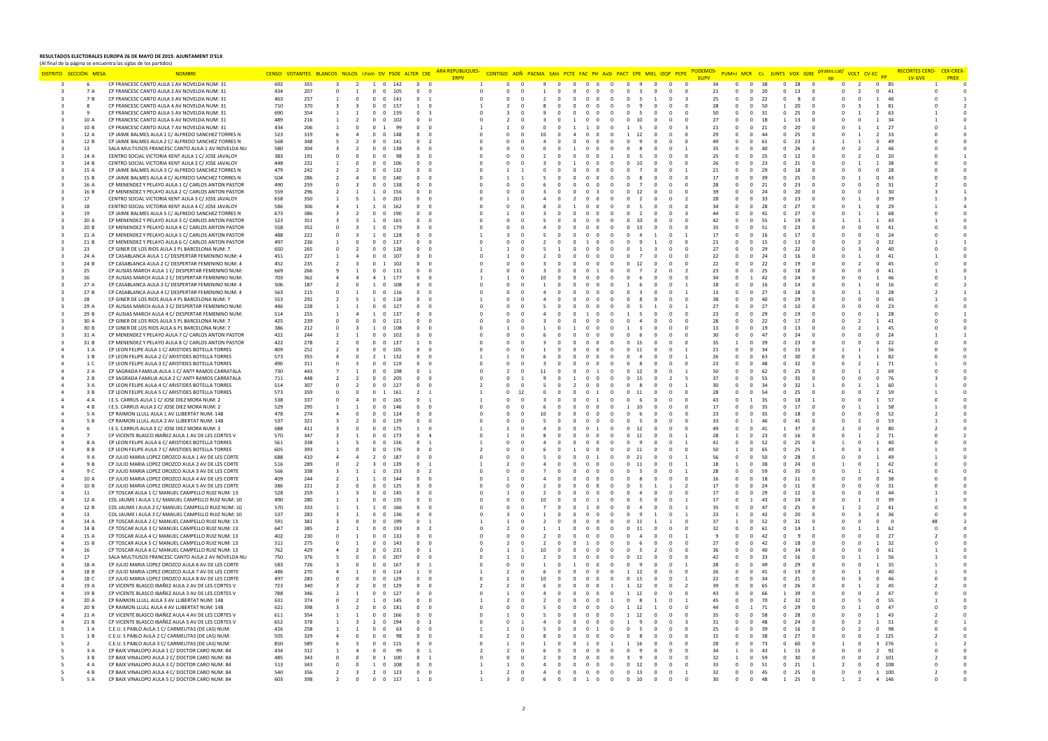**RESULTADOS ELECTORALES EUROPA 26 DE MAYO DE 2019. AJUNTAMENT D'ELX**
(Al final de la página se encuentra las siglas de los partidos)

| DISTRITO | SECCIÓN | MESA | NOMBRE | CENSO | VOTANTES | BLANCOS | NULOS | I.Fem | DV | PSOE | ALTER | CXE | ARA REPUBLIQUES-ERPV | CONTIGO | ADÑ | PACMA | SAIn | PCTE | FAC | PH | AxSI | PACT | CPE | MIEL | IZQP | PCPE | PODEMOS-EUPV | PUM+J | MCR | Cs | JUNTS | VOX | IGRE | pirates.cat/ep | VOLT | CV-EC | PP | RECORTES CERO-LV-GVE | CEX-CREX-PREX |
|---|---|---|---|---|---|---|---|---|---|---|---|---|---|---|---|---|---|---|---|---|---|---|---|---|---|---|---|---|---|---|---|---|---|---|---|---|---|---|---|
| 3 | 6 | | CP FRANCESC CANTO AULA 1 AV NOVELDA NUM: 31 | 692 | 355 | 3 | 2 | 1 | 0 | 142 | 0 | 0 | 1 | 0 | 0 | 9 | 0 | 0 | 0 | 0 | 0 | 0 | 9 | 0 | 0 | 0 | 34 | 0 | 0 | 38 | 0 | 28 | 0 | 0 | 2 | 0 | 85 | 1 | 0 |
| 3 | 7 | A | CP FRANCESC CANTO AULA 2 AV NOVELDA NUM: 31 | 434 | 207 | 0 | 1 | 0 | 0 | 105 | 0 | 0 | 0 | 0 | 0 | 1 | 0 | 0 | 0 | 0 | 0 | 0 | 3 | 0 | 0 | 0 | 21 | 0 | 0 | 20 | 0 | 13 | 0 | 0 | 2 | 0 | 41 | 0 | 0 |
| 3 | 7 | B | CP FRANCESC CANTO AULA 3 AV NOVELDA NUM: 31 | 463 | 257 | 1 | 0 | 0 | 0 | 141 | 0 | 1 | 0 | 0 | 0 | 2 | 0 | 0 | 0 | 0 | 0 | 0 | 5 | 1 | 0 | 3 | 25 | 0 | 0 | 22 | 0 | 8 | 0 | 0 | 0 | 1 | 46 | 0 | 1 |
| 3 | 8 | | CP FRANCESC CANTO AULA 4 AV NOVELDA NUM: 31 | 710 | 370 | 3 | 3 | 0 | 0 | 157 | 1 | 0 | 1 | 2 | 0 | 8 | 0 | 0 | 0 | 0 | 0 | 0 | 9 | 0 | 0 | 0 | 28 | 0 | 0 | 50 | 1 | 20 | 0 | 0 | 3 | 1 | 81 | 0 | 2 |
| 3 | 9 | | CP FRANCESC CANTO AULA 5 AV NOVELDA NUM: 31 | 690 | 354 | 1 | 1 | 0 | 0 | 159 | 0 | 3 | 0 | 3 | 0 | 9 | 0 | 0 | 0 | 0 | 0 | 0 | 5 | 0 | 0 | 0 | 50 | 0 | 0 | 31 | 0 | 25 | 0 | 0 | 1 | 2 | 63 | 1 | 0 |
| 3 | 10 | A | CP FRANCESC CANTO AULA 6 AV NOVELDA NUM: 31 | 489 | 216 | 1 | 2 | 0 | 0 | 102 | 0 | 0 | 0 | 2 | 0 | 3 | 0 | 1 | 0 | 0 | 0 | 0 | 10 | 0 | 0 | 0 | 27 | 0 | 0 | 18 | 1 | 13 | 0 | 0 | 1 | 1 | 34 | 1 | 0 |
| 3 | 10 | B | CP FRANCESC CANTO AULA 7 AV NOVELDA NUM: 31 | 434 | 206 | 1 | 0 | 0 | 1 | 99 | 0 | 0 | 1 | 1 | 0 | 0 | 0 | 1 | 1 | 0 | 0 | 1 | 5 | 0 | 0 | 3 | 21 | 0 | 0 | 21 | 0 | 20 | 0 | 0 | 1 | 1 | 27 | 0 | 1 |
| 3 | 12 | A | CP JAIME BALMES AULA 1 C/ ALFREDO SANCHEZ TORRES N | 523 | 319 | 6 | 4 | 0 | 0 | 148 | 0 | 0 | 0 | 0 | 0 | 10 | 0 | 4 | 0 | 0 | 0 | 1 | 12 | 0 | 0 | 0 | 29 | 0 | 0 | 44 | 0 | 25 | 0 | 0 | 1 | 2 | 33 | 0 | 0 |
| 3 | 12 | B | CP JAIME BALMES AULA 2 C/ ALFREDO SANCHEZ TORRES N | 568 | 348 | 5 | 2 | 0 | 0 | 141 | 0 | 2 | 0 | 0 | 0 | 4 | 0 | 0 | 0 | 0 | 0 | 0 | 9 | 0 | 0 | 0 | 49 | 0 | 0 | 61 | 0 | 23 | 1 | 1 | 1 | 0 | 49 | 0 | 0 |
| 3 | 13 | | SALA MULTIUSOS FRANCESC CANTO AULA 1 AV NOVELDA NU | 580 | 304 | 3 | 2 | 0 | 0 | 138 | 0 | 0 | 0 | 0 | 0 | 0 | 0 | 1 | 0 | 0 | 0 | 0 | 8 | 0 | 0 | 1 | 35 | 0 | 0 | 40 | 0 | 26 | 0 | 0 | 2 | 2 | 46 | 0 | 0 |
| 3 | 14 | A | CENTRO SOCIAL VICTORIA KENT AULA 1 C/ JOSE JAVALOY | 383 | 191 | 0 | 0 | 0 | 0 | 98 | 0 | 0 | 0 | 0 | 0 | 2 | 0 | 0 | 0 | 0 | 0 | 1 | 5 | 0 | 0 | 0 | 25 | 0 | 0 | 25 | 0 | 12 | 0 | 0 | 2 | 0 | 20 | 0 | 1 |
| 3 | 14 | B | CENTRO SOCIAL VICTORIA KENT AULA 2 C/ JOSE JAVALOY | 448 | 231 | 1 | 0 | 0 | 0 | 106 | 0 | 0 | 0 | 0 | 0 | 3 | 0 | 1 | 0 | 0 | 0 | 0 | 10 | 0 | 0 | 0 | 26 | 0 | 0 | 23 | 0 | 21 | 0 | 0 | 1 | 1 | 38 | 0 | 0 |
| 3 | 15 | A | CP JAIME BALMES AULA 3 C/ ALFREDO SANCHEZ TORRES N | 479 | 242 | 2 | 2 | 0 | 0 | 132 | 0 | 0 | 0 | 1 | 1 | 0 | 0 | 0 | 0 | 0 | 0 | 0 | 7 | 0 | 0 | 1 | 21 | 0 | 0 | 29 | 0 | 18 | 0 | 0 | 0 | 0 | 28 | 0 | 0 |
| 3 | 15 | B | CP JAIME BALMES AULA 4 C/ ALFREDO SANCHEZ TORRES N | 504 | 286 | 2 | 4 | 0 | 0 | 140 | 0 | 0 | 0 | 1 | 1 | 5 | 0 | 0 | 0 | 0 | 0 | 0 | 8 | 0 | 0 | 0 | 17 | 0 | 0 | 39 | 0 | 25 | 0 | 0 | 1 | 0 | 43 | 0 | 0 |
| 3 | 16 | A | CP MENENDEZ Y PELAYO AULA 1 C/ CARLOS ANTON PASTOR | 490 | 259 | 0 | 3 | 0 | 0 | 138 | 0 | 0 | 0 | 0 | 0 | 6 | 0 | 0 | 0 | 0 | 0 | 0 | 7 | 0 | 0 | 0 | 28 | 0 | 0 | 21 | 0 | 23 | 0 | 0 | 0 | 0 | 31 | 2 | 0 |
| 3 | 16 | B | CP MENENDEZ Y PELAYO AULA 2 C/ CARLOS ANTON PASTOR | 559 | 296 | 2 | 1 | 1 | 0 | 156 | 0 | 0 | 0 | 0 | 0 | 3 | 0 | 0 | 0 | 3 | 0 | 0 | 12 | 0 | 0 | 0 | 39 | 0 | 0 | 24 | 0 | 20 | 0 | 0 | 1 | 1 | 30 | 3 | 1 |
| 3 | 17 | | CENTRO SOCIAL VICTORIA KENT AULA 3 C/ JOSE JAVALOY | 658 | 350 | 1 | 5 | 1 | 0 | 203 | 0 | 0 | 0 | 1 | 0 | 4 | 0 | 2 | 0 | 0 | 0 | 0 | 2 | 0 | 0 | 2 | 28 | 0 | 0 | 33 | 0 | 23 | 0 | 0 | 1 | 0 | 39 | 1 | 3 |
| 3 | 18 | | CENTRO SOCIAL VICTORIA KENT AULA 4 C/ JOSE JAVALOY | 586 | 306 | 4 | 1 | 1 | 0 | 162 | 0 | 0 | 0 | 0 | 0 | 8 | 0 | 1 | 0 | 0 | 0 | 0 | 5 | 0 | 0 | 0 | 34 | 0 | 0 | 28 | 0 | 27 | 0 | 0 | 0 | 0 | 29 | 1 | 4 |
| 3 | 19 | | CP JAIME BALMES AULA 5 C/ ALFREDO SANCHEZ TORRES N | 673 | 386 | 3 | 2 | 0 | 0 | 190 | 0 | 0 | 0 | 1 | 0 | 3 | 0 | 0 | 0 | 0 | 0 | 0 | 2 | 0 | 0 | 3 | 44 | 0 | 0 | 41 | 0 | 27 | 0 | 0 | 1 | 1 | 68 | 0 | 0 |
| 3 | 20 | A | CP MENENDEZ Y PELAYO AULA 3 C/ CARLOS ANTON PASTOR | 523 | 351 | 3 | 3 | 1 | 0 | 165 | 0 | 0 | 0 | 0 | 0 | 5 | 0 | 0 | 0 | 0 | 0 | 0 | 10 | 0 | 0 | 0 | 42 | 0 | 0 | 55 | 1 | 19 | 0 | 1 | 1 | 1 | 43 | 1 | 0 |
| 3 | 20 | B | CP MENENDEZ Y PELAYO AULA 4 C/ CARLOS ANTON PASTOR | 558 | 352 | 0 | 3 | 1 | 0 | 179 | 0 | 0 | 0 | 0 | 0 | 4 | 0 | 0 | 0 | 0 | 0 | 0 | 13 | 0 | 0 | 0 | 35 | 0 | 0 | 51 | 0 | 23 | 0 | 0 | 0 | 0 | 41 | 0 | 0 |
| 3 | 21 | A | CP MENENDEZ Y PELAYO AULA 5 C/ CARLOS ANTON PASTOR | 488 | 221 | 0 | 3 | 1 | 0 | 128 | 0 | 0 | 0 | 3 | 0 | 5 | 0 | 0 | 0 | 0 | 0 | 0 | 4 | 1 | 0 | 1 | 17 | 0 | 0 | 16 | 0 | 17 | 0 | 0 | 0 | 0 | 24 | 0 | 0 |
| 3 | 21 | B | CP MENENDEZ Y PELAYO AULA 6 C/ CARLOS ANTON PASTOR | 497 | 236 | 1 | 0 | 0 | 0 | 137 | 0 | 0 | 0 | 0 | 0 | 2 | 0 | 0 | 1 | 0 | 0 | 0 | 9 | 1 | 0 | 0 | 21 | 0 | 0 | 15 | 0 | 13 | 0 | 0 | 2 | 0 | 32 | 1 | 1 |
| 3 | 23 | | CP GINER DE LOS RIOS AULA 3 PL BARCELONA NUM: 7 | 650 | 265 | 0 | 2 | 0 | 0 | 128 | 0 | 0 | 1 | 1 | 0 | 5 | 1 | 0 | 0 | 0 | 0 | 0 | 1 | 3 | 0 | 0 | 27 | 0 | 0 | 29 | 0 | 22 | 0 | 0 | 3 | 0 | 40 | 0 | 0 |
| 3 | 24 | A | CP CASABLANCA AULA 1 C/ DESPERTAR FEMENINO NUM: 4 | 451 | 227 | 1 | 4 | 0 | 0 | 107 | 0 | 0 | 0 | 1 | 0 | 2 | 0 | 0 | 0 | 0 | 0 | 0 | 7 | 0 | 0 | 0 | 22 | 0 | 0 | 24 | 0 | 16 | 0 | 0 | 1 | 0 | 41 | 1 | 0 |
| 3 | 24 | B | CP CASABLANCA AULA 2 C/ DESPERTAR FEMENINO NUM: 4 | 452 | 235 | 2 | 3 | 0 | 1 | 102 | 0 | 0 | 0 | 0 | 0 | 3 | 0 | 0 | 0 | 0 | 0 | 0 | 12 | 0 | 0 | 0 | 22 | 0 | 0 | 22 | 0 | 19 | 0 | 0 | 2 | 0 | 45 | 0 | 0 |
| 3 | 25 | | CP AUSIAS MARCH AULA 1 C/ DESPERTAR FEMENINO NUM: | 669 | 266 | 9 | 1 | 0 | 0 | 131 | 0 | 0 | 2 | 0 | 0 | 3 | 0 | 0 | 0 | 1 | 0 | 0 | 7 | 2 | 0 | 2 | 23 | 0 | 0 | 25 | 0 | 18 | 0 | 0 | 0 | 0 | 41 | 1 | 0 |
| 3 | 26 | | CP AUSIAS MARCH AULA 2 C/ DESPERTAR FEMENINO NUM: | 703 | 362 | 4 | 4 | 4 | 1 | 177 | 0 | 0 | 1 | 1 | 0 | 10 | 0 | 0 | 0 | 0 | 0 | 0 | 6 | 0 | 0 | 0 | 34 | 0 | 1 | 42 | 0 | 24 | 0 | 0 | 0 | 1 | 46 | 0 | 1 |
| 3 | 27 | A | CP CASABLANCA AULA 3 C/ DESPERTAR FEMENINO NUM: 4 | 506 | 187 | 2 | 0 | 1 | 0 | 108 | 0 | 0 | 0 | 0 | 0 | 1 | 0 | 0 | 0 | 0 | 0 | 1 | 6 | 0 | 0 | 0 | 18 | 0 | 0 | 16 | 0 | 14 | 0 | 0 | 1 | 0 | 16 | 0 | 2 |
| 3 | 27 | B | CP CASABLANCA AULA 4 C/ DESPERTAR FEMENINO NUM: 4 | 563 | 215 | 0 | 1 | 0 | 0 | 116 | 0 | 0 | 0 | 0 | 0 | 4 | 0 | 0 | 0 | 0 | 0 | 0 | 3 | 0 | 0 | 1 | 13 | 0 | 0 | 27 | 0 | 18 | 0 | 0 | 1 | 0 | 28 | 2 | 1 |
| 3 | 28 | | CP GINER DE LOS RIOS AULA 4 PL BARCELONA NUM: 7 | 553 | 292 | 2 | 5 | 1 | 0 | 118 | 0 | 0 | 1 | 0 | 0 | 4 | 0 | 0 | 0 | 0 | 0 | 0 | 8 | 0 | 0 | 0 | 38 | 0 | 0 | 40 | 0 | 29 | 0 | 0 | 0 | 0 | 45 | 1 | 0 |
| 3 | 29 | A | CP AUSIAS MARCH AULA 3 C/ DESPERTAR FEMENINO NUM: | 446 | 228 | 1 | 1 | 0 | 0 | 127 | 0 | 0 | 0 | 0 | 0 | 5 | 0 | 0 | 0 | 0 | 0 | 0 | 5 | 1 | 0 | 1 | 27 | 0 | 0 | 27 | 0 | 10 | 0 | 0 | 0 | 0 | 23 | 0 | 0 |
| 3 | 29 | B | CP AUSIAS MARCH AULA 4 C/ DESPERTAR FEMENINO NUM: | 514 | 255 | 1 | 4 | 1 | 0 | 137 | 0 | 0 | 0 | 0 | 0 | 4 | 0 | 0 | 1 | 0 | 0 | 1 | 5 | 0 | 0 | 0 | 23 | 0 | 0 | 29 | 0 | 19 | 0 | 0 | 1 | 1 | 28 | 0 | 1 |
| 3 | 30 | A | CP GINER DE LOS RIOS AULA 5 PL BARCELONA NUM: 7 | 425 | 239 | 0 | 0 | 0 | 0 | 121 | 0 | 0 | 0 | 0 | 0 | 3 | 0 | 0 | 0 | 0 | 0 | 0 | 4 | 0 | 0 | 0 | 28 | 0 | 0 | 22 | 0 | 17 | 0 | 0 | 2 | 1 | 41 | 0 | 0 |
| 3 | 30 | B | CP GINER DE LOS RIOS AULA 6 PL BARCELONA NUM: 7 | 386 | 212 | 0 | 3 | 1 | 0 | 108 | 0 | 0 | 0 | 1 | 0 | 1 | 0 | 1 | 0 | 0 | 0 | 1 | 3 | 0 | 0 | 0 | 13 | 0 | 0 | 19 | 0 | 13 | 0 | 0 | 1 | 2 | 45 | 0 | 0 |
| 3 | 31 | A | CP MENENDEZ Y PELAYO AULA 7 C/ CARLOS ANTON PASTOR | 422 | 244 | 2 | 1 | 0 | 0 | 102 | 0 | 0 | 0 | 0 | 0 | 6 | 0 | 0 | 0 | 0 | 0 | 0 | 6 | 0 | 0 | 0 | 30 | 0 | 0 | 47 | 0 | 24 | 0 | 0 | 0 | 0 | 24 | 1 | 1 |
| 3 | 31 | B | CP MENENDEZ Y PELAYO AULA 8 C/ CARLOS ANTON PASTOR | 422 | 278 | 2 | 0 | 0 | 0 | 137 | 1 | 0 | 0 | 0 | 0 | 3 | 0 | 0 | 0 | 0 | 0 | 0 | 15 | 0 | 0 | 0 | 35 | 1 | 0 | 39 | 0 | 23 | 0 | 0 | 0 | 0 | 22 | 0 | 0 |
| 4 | 1 | A | CP LEON FELIPE AULA 1 C/ ARISTIDES BOTELLA TORRES | 409 | 252 | 2 | 3 | 0 | 0 | 105 | 0 | 0 | 0 | 0 | 0 | 1 | 0 | 0 | 0 | 0 | 0 | 0 | 11 | 0 | 0 | 1 | 21 | 0 | 0 | 34 | 0 | 15 | 0 | 1 | 1 | 1 | 56 | 0 | 0 |
| 4 | 1 | B | CP LEON FELIPE AULA 2 C/ ARISTIDES BOTELLA TORRES | 573 | 355 | 4 | 0 | 2 | 1 | 132 | 0 | 0 | 1 | 1 | 0 | 6 | 0 | 0 | 0 | 0 | 0 | 0 | 4 | 0 | 0 | 1 | 26 | 0 | 0 | 63 | 0 | 30 | 0 | 0 | 1 | 1 | 82 | 0 | 0 |
| 4 | 1 | C | CP LEON FELIPE AULA 3 C/ ARISTIDES BOTELLA TORRES | 490 | 311 | 0 | 3 | 0 | 0 | 119 | 0 | 0 | 0 | 0 | 0 | 3 | 0 | 0 | 0 | 0 | 0 | 0 | 8 | 0 | 0 | 0 | 23 | 0 | 0 | 48 | 0 | 32 | 0 | 0 | 2 | 1 | 71 | 1 | 0 |
| 4 | 2 | A | CP SAGRADA FAMILIA AULA 1 C/ ANTº RAMOS CARRATALA | 730 | 443 | 7 | 1 | 1 | 0 | 198 | 0 | 1 | 1 | 2 | 0 | 11 | 0 | 0 | 0 | 1 | 0 | 0 | 12 | 0 | 0 | 0 | 50 | 0 | 0 | 62 | 0 | 25 | 0 | 0 | 1 | 2 | 69 | 0 | 0 |
| 4 | 2 | B | CP SAGRADA FAMILIA AULA 2 C/ ANTº RAMOS CARRATALA | 711 | 448 | 2 | 2 | 0 | 0 | 205 | 0 | 0 | 0 | 0 | 1 | 9 | 0 | 1 | 0 | 0 | 0 | 0 | 15 | 0 | 2 | 5 | 37 | 0 | 0 | 55 | 0 | 35 | 0 | 0 | 0 | 0 | 76 | 3 | 0 |
| 4 | 3 | A | CP LEON FELIPE AULA 4 C/ ARISTIDES BOTELLA TORRES | 514 | 307 | 0 | 2 | 0 | 0 | 127 | 0 | 0 | 2 | 0 | 0 | 5 | 0 | 2 | 0 | 0 | 0 | 0 | 8 | 0 | 0 | 0 | 30 | 0 | 0 | 34 | 0 | 32 | 1 | 0 | 1 | 1 | 60 | 1 | 0 |
| 4 | 3 | B | CP LEON FELIPE AULA 5 C/ ARISTIDES BOTELLA TORRES | 573 | 359 | 0 | 0 | 0 | 1 | 161 | 2 | 1 | 1 | 0 | 12 | 0 | 0 | 0 | 0 | 1 | 0 | 0 | 11 | 0 | 0 | 0 | 28 | 0 | 0 | 54 | 0 | 25 | 0 | 0 | 2 | 2 | 59 | 1 | 0 |
| 4 | 4 | A | I.E.S. CARRUS AULA 1 C/ JOSE DIEZ MORA NUM: 2 | 538 | 337 | 0 | 4 | 0 | 0 | 165 | 0 | 1 | 1 | 0 | 0 | 3 | 0 | 0 | 0 | 1 | 0 | 0 | 6 | 0 | 0 | 0 | 43 | 1 | 0 | 35 | 0 | 18 | 1 | 0 | 0 | 1 | 57 | 0 | 0 |
| 4 | 4 | B | I.E.S. CARRUS AULA 2 C/ JOSE DIEZ MORA NUM: 2 | 529 | 295 | 1 | 1 | 0 | 0 | 146 | 0 | 0 | 0 | 0 | 0 | 6 | 0 | 0 | 0 | 0 | 0 | 1 | 10 | 0 | 0 | 0 | 17 | 0 | 0 | 35 | 0 | 17 | 0 | 0 | 1 | 1 | 58 | 1 | 0 |
| 4 | 5 | A | CP RAIMON LLULL AULA 1 AV LLIBERTAT NUM: 148 | 478 | 274 | 4 | 0 | 0 | 0 | 124 | 0 | 0 | 0 | 0 | 0 | 10 | 0 | 0 | 0 | 0 | 0 | 0 | 6 | 0 | 0 | 0 | 23 | 0 | 0 | 35 | 0 | 18 | 0 | 0 | 0 | 0 | 52 | 2 | 0 |
| 4 | 5 | B | CP RAIMON LLULL AULA 2 AV LLIBERTAT NUM: 148 | 537 | 321 | 3 | 2 | 0 | 0 | 129 | 0 | 0 | 0 | 0 | 0 | 5 | 0 | 0 | 0 | 0 | 0 | 0 | 5 | 0 | 0 | 0 | 33 | 0 | 1 | 46 | 0 | 41 | 0 | 0 | 2 | 0 | 53 | 1 | 0 |
| 4 | 6 | | I.E.S. CARRUS AULA 3 C/ JOSE DIEZ MORA NUM: 2 | 688 | 411 | 3 | 0 | 0 | 0 | 175 | 1 | 0 | 1 | 2 | 0 | 4 | 0 | 0 | 0 | 1 | 0 | 0 | 12 | 0 | 0 | 0 | 49 | 0 | 0 | 41 | 1 | 37 | 0 | 2 | 0 | 0 | 80 | 2 | 0 |
| 4 | 7 | | CP VICENTE BLASCO IBAÑEZ AULA 1 AV DE LES CORTES V | 570 | 347 | 3 | 1 | 0 | 0 | 173 | 0 | 4 | 0 | 1 | 0 | 8 | 0 | 0 | 0 | 0 | 0 | 0 | 12 | 0 | 0 | 1 | 28 | 1 | 0 | 23 | 0 | 16 | 0 | 0 | 1 | 2 | 71 | 0 | 2 |
| 4 | 8 | A | CP LEON FELIPE AULA 6 C/ ARISTIDES BOTELLA TORRES | 561 | 338 | 1 | 5 | 0 | 0 | 156 | 0 | 1 | 1 | 0 | 0 | 4 | 0 | 0 | 0 | 0 | 0 | 0 | 9 | 0 | 0 | 0 | 41 | 0 | 0 | 52 | 0 | 25 | 0 | 1 | 0 | 1 | 40 | 0 | 0 |
| 4 | 8 | B | CP LEON FELIPE AULA 7 C/ ARISTIDES BOTELLA TORRES | 605 | 393 | 1 | 0 | 0 | 0 | 176 | 0 | 0 | 2 | 0 | 0 | 6 | 0 | 1 | 0 | 0 | 0 | 0 | 11 | 0 | 0 | 0 | 50 | 1 | 0 | 65 | 0 | 25 | 1 | 0 | 3 | 1 | 49 | 1 | 0 |
| 4 | 9 | A | CP JULIO MARIA LOPEZ OROZCO AULA 1 AV DE LES CORTE | 688 | 410 | 4 | 4 | 2 | 0 | 187 | 0 | 0 | 0 | 0 | 0 | 5 | 0 | 0 | 0 | 1 | 0 | 0 | 21 | 0 | 0 | 0 | 56 | 0 | 0 | 50 | 0 | 28 | 0 | 0 | 1 | 0 | 49 | 1 | 0 |
| 4 | 9 | B | CP JULIO MARIA LOPEZ OROZCO AULA 2 AV DE LES CORTE | 516 | 289 | 0 | 2 | 3 | 0 | 139 | 0 | 1 | 1 | 2 | 0 | 4 | 0 | 0 | 0 | 0 | 0 | 0 | 11 | 0 | 0 | 0 | 18 | 1 | 0 | 38 | 0 | 24 | 0 | 1 | 0 | 1 | 42 | 0 | 0 |
| 4 | 9 | C | CP JULIO MARIA LOPEZ OROZCO AULA 3 AV DE LES CORTE | 566 | 338 | 3 | 1 | 1 | 0 | 153 | 0 | 2 | 0 | 0 | 0 | 7 | 0 | 0 | 0 | 0 | 0 | 0 | 5 | 0 | 0 | 0 | 28 | 0 | 0 | 59 | 0 | 35 | 0 | 0 | 1 | 1 | 41 | 0 | 0 |
| 4 | 10 | A | CP JULIO MARIA LOPEZ OROZCO AULA 4 AV DE LES CORTE | 409 | 244 | 2 | 1 | 1 | 0 | 144 | 0 | 0 | 0 | 1 | 0 | 4 | 0 | 0 | 0 | 0 | 0 | 0 | 8 | 0 | 0 | 0 | 16 | 0 | 0 | 18 | 0 | 11 | 0 | 0 | 0 | 0 | 38 | 0 | 0 |
| 4 | 10 | B | CP JULIO MARIA LOPEZ OROZCO AULA 5 AV DE LES CORTE | 386 | 221 | 2 | 0 | 0 | 0 | 125 | 0 | 0 | 0 | 0 | 0 | 2 | 0 | 0 | 0 | 0 | 0 | 0 | 5 | 1 | 1 | 2 | 17 | 0 | 0 | 24 | 0 | 11 | 0 | 0 | 0 | 0 | 31 | 0 | 0 |
| 4 | 11 | | CP TOSCAR AULA 1 C/ MANUEL CAMPELLO RUIZ NUM: 13 | 528 | 259 | 1 | 3 | 0 | 0 | 145 | 0 | 0 | 0 | 1 | 0 | 2 | 0 | 0 | 0 | 0 | 0 | 0 | 4 | 0 | 0 | 0 | 17 | 0 | 0 | 29 | 0 | 12 | 0 | 0 | 0 | 0 | 44 | 1 | 0 |
| 4 | 12 | A | COL JAUME I AULA 1 C/ MANUEL CAMPELLO RUIZ NUM: 10 | 490 | 280 | 1 | 1 | 0 | 0 | 135 | 0 | 0 | 0 | 0 | 0 | 10 | 0 | 0 | 0 | 1 | 0 | 0 | 5 | 0 | 0 | 0 | 17 | 0 | 1 | 43 | 0 | 24 | 0 | 0 | 1 | 0 | 39 | 1 | 0 |
| 4 | 12 | B | COL JAUME I AULA 2 C/ MANUEL CAMPELLO RUIZ NUM: 10 | 570 | 333 | 1 | 1 | 1 | 0 | 166 | 0 | 0 | 0 | 0 | 0 | 7 | 0 | 0 | 1 | 0 | 0 | 0 | 4 | 0 | 0 | 1 | 35 | 0 | 0 | 47 | 0 | 25 | 0 | 1 | 2 | 2 | 41 | 0 | 0 |
| 4 | 13 | | COL JAUME I AULA 3 C/ MANUEL CAMPELLO RUIZ NUM: 10 | 537 | 283 | 3 | 1 | 0 | 0 | 136 | 0 | 0 | 0 | 3 | 0 | 1 | 0 | 0 | 0 | 0 | 0 | 0 | 9 | 1 | 0 | 1 | 23 | 1 | 0 | 42 | 0 | 20 | 0 | 0 | 3 | 3 | 36 | 0 | 0 |
| 4 | 14 | A | CP TOSCAR AULA 2 C/ MANUEL CAMPELLO RUIZ NUM: 13 | 591 | 381 | 3 | 0 | 0 | 0 | 199 | 0 | 1 | 1 | 1 | 0 | 2 | 0 | 0 | 0 | 0 | 0 | 0 | 11 | 1 | 1 | 0 | 37 | 1 | 0 | 52 | 0 | 21 | 0 | 0 | 0 | 0 | 0 | 48 | 2 |
| 4 | 14 | B | CP TOSCAR AULA 3 C/ MANUEL CAMPELLO RUIZ NUM: 13 | 647 | 385 | 2 | 1 | 0 | 0 | 193 | 0 | 2 | 0 | 2 | 0 | 1 | 1 | 0 | 0 | 0 | 0 | 0 | 11 | 0 | 0 | 0 | 32 | 0 | 0 | 61 | 0 | 14 | 1 | 0 | 1 | 1 | 62 | 0 | 0 |
| 4 | 15 | A | CP TOSCAR AULA 4 C/ MANUEL CAMPELLO RUIZ NUM: 13 | 402 | 230 | 0 | 1 | 0 | 0 | 133 | 0 | 0 | 0 | 0 | 0 | 2 | 0 | 0 | 0 | 0 | 0 | 0 | 4 | 0 | 0 | 1 | 9 | 0 | 0 | 42 | 0 | 9 | 0 | 0 | 0 | 0 | 27 | 2 | 0 |
| 4 | 15 | B | CP TOSCAR AULA 5 C/ MANUEL CAMPELLO RUIZ NUM: 13 | 511 | 275 | 0 | 1 | 0 | 0 | 143 | 0 | 0 | 0 | 2 | 0 | 2 | 0 | 0 | 1 | 0 | 0 | 0 | 6 | 0 | 0 | 0 | 27 | 0 | 0 | 42 | 0 | 18 | 0 | 0 | 1 | 0 | 32 | 0 | 0 |
| 4 | 16 | | CP TOSCAR AULA 6 C/ MANUEL CAMPELLO RUIZ NUM: 13 | 762 | 429 | 4 | 2 | 0 | 0 | 231 | 0 | 1 | 0 | 1 | 1 | 10 | 0 | 0 | 0 | 0 | 0 | 0 | 5 | 2 | 0 | 0 | 36 | 0 | 0 | 40 | 0 | 34 | 0 | 0 | 0 | 0 | 61 | 1 | 0 |
| 4 | 17 | | SALA MULTIUSOS FRANCESC CANTO AULA 2 AV NOVELDA NU | 750 | 376 | 5 | 0 | 0 | 0 | 207 | 0 | 0 | 0 | 1 | 0 | 2 | 0 | 0 | 0 | 0 | 0 | 0 | 11 | 0 | 0 | 0 | 42 | 0 | 0 | 33 | 0 | 16 | 0 | 0 | 1 | 1 | 56 | 1 | 0 |
| 4 | 18 | A | CP JULIO MARIA LOPEZ OROZCO AULA 6 AV DE LES CORTE | 583 | 326 | 3 | 0 | 0 | 0 | 167 | 0 | 1 | 0 | 0 | 0 | 1 | 0 | 1 | 0 | 0 | 0 | 0 | 9 | 0 | 0 | 1 | 28 | 0 | 0 | 49 | 0 | 29 | 0 | 0 | 1 | 0 | 35 | 1 | 0 |
| 4 | 18 | B | CP JULIO MARIA LOPEZ OROZCO AULA 7 AV DE LES CORTE | 486 | 270 | 4 | 1 | 0 | 0 | 114 | 1 | 0 | 1 | 2 | 0 | 6 | 0 | 0 | 0 | 0 | 0 | 1 | 12 | 0 | 0 | 0 | 26 | 0 | 0 | 41 | 0 | 19 | 0 | 0 | 1 | 0 | 40 | 1 | 0 |
| 4 | 18 | C | CP JULIO MARIA LOPEZ OROZCO AULA 8 AV DE LES CORTE | 497 | 283 | 0 | 0 | 0 | 0 | 129 | 0 | 0 | 0 | 2 | 0 | 10 | 0 | 0 | 0 | 0 | 0 | 0 | 15 | 0 | 0 | 0 | 22 | 0 | 0 | 34 | 0 | 21 | 0 | 0 | 3 | 0 | 46 | 0 | 0 |
| 4 | 19 | A | CP VICENTE BLASCO IBAÑEZ AULA 2 AV DE LES CORTES V | 723 | 340 | 3 | 2 | 0 | 0 | 129 | 0 | 0 | 2 | 2 | 0 | 6 | 0 | 0 | 0 | 0 | 1 | 1 | 12 | 0 | 0 | 2 | 39 | 0 | 0 | 65 | 0 | 26 | 0 | 0 | 1 | 2 | 45 | 2 | 0 |
| 4 | 19 | B | CP VICENTE BLASCO IBAÑEZ AULA 3 AV DE LES CORTES V | 788 | 346 | 2 | 1 | 1 | 0 | 127 | 0 | 0 | 0 | 1 | 0 | 4 | 0 | 0 | 0 | 0 | 0 | 1 | 12 | 0 | 0 | 0 | 43 | 0 | 0 | 66 | 1 | 39 | 0 | 0 | 0 | 2 | 47 | 0 | 0 |
| 4 | 20 | A | CP RAIMON LLULL AULA 3 AV LLIBERTAT NUM: 148 | 631 | 374 | 0 | 2 | 1 | 0 | 145 | 0 | 0 | 1 | 2 | 0 | 2 | 0 | 0 | 0 | 0 | 1 | 0 | 8 | 1 | 0 | 1 | 45 | 0 | 0 | 70 | 2 | 32 | 0 | 0 | 5 | 0 | 55 | 1 | 0 |
| 4 | 20 | B | CP RAIMON LLULL AULA 4 AV LLIBERTAT NUM: 148 | 621 | 398 | 3 | 2 | 0 | 0 | 181 | 0 | 0 | 0 | 0 | 0 | 5 | 0 | 0 | 0 | 0 | 0 | 1 | 12 | 1 | 0 | 1 | 44 | 0 | 1 | 71 | 0 | 29 | 0 | 0 | 0 | 0 | 47 | 0 | 0 |
| 4 | 21 | A | CP VICENTE BLASCO IBAÑEZ AULA 4 AV DE LES CORTES V | 611 | 354 | 1 | 1 | 0 | 0 | 166 | 0 | 0 | 0 | 1 | 0 | 5 | 0 | 0 | 0 | 0 | 0 | 1 | 12 | 0 | 0 | 0 | 35 | 0 | 0 | 58 | 0 | 28 | 0 | 0 | 0 | 1 | 43 | 2 | 0 |
| 4 | 21 | B | CP VICENTE BLASCO IBAÑEZ AULA 5 AV DE LES CORTES V | 652 | 378 | 1 | 3 | 2 | 0 | 194 | 0 | 2 | 0 | 0 | 1 | 4 | 0 | 0 | 0 | 0 | 0 | 1 | 9 | 0 | 0 | 3 | 31 | 0 | 0 | 48 | 0 | 24 | 0 | 0 | 2 | 1 | 51 | 0 | 1 |
| 5 | 1 | A | C.E.U. S PABLO AULA 1 C/ CARMELITAS (DE LAS) NUM: | 426 | 258 | 1 | 1 | 0 | 0 | 63 | 0 | 0 | 1 | 1 | 0 | 5 | 0 | 0 | 0 | 0 | 0 | 0 | 5 | 0 | 0 | 0 | 25 | 0 | 0 | 39 | 0 | 16 | 0 | 0 | 2 | 0 | 98 | 0 | 0 |
| 5 | 1 | B | C.E.U. S PABLO AULA 2 C/ CARMELITAS (DE LAS) NUM: | 505 | 329 | 4 | 0 | 0 | 0 | 98 | 0 | 0 | 0 | 2 | 0 | 8 | 0 | 0 | 0 | 0 | 0 | 0 | 8 | 0 | 0 | 0 | 15 | 0 | 0 | 38 | 0 | 27 | 0 | 0 | 0 | 0 | 98 | 0 | 0 |
| 5 | 2 | | C.E.U. S PABLO AULA 3 C/ CARMELITAS (DE LAS) NUM: | 850 | 589 | 6 | 3 | 0 | 0 | 115 | 0 | 0 | 0 | 1 | 0 | 1 | 0 | 0 | 0 | 1 | 0 | 1 | 16 | 0 | 0 | 0 | 28 | 0 | 0 | 73 | 0 | 60 | 0 | 0 | 2 | 2 | 125 | 2 | 0 |
| 5 | 3 | A | CP BAIX VINALOPO AULA 1 C/ DOCTOR CARO NUM: 84 | 434 | 312 | 1 | 4 | 0 | 0 | 99 | 0 | 1 | 2 | 2 | 0 | 6 | 0 | 0 | 0 | 0 | 0 | 0 | 9 | 0 | 0 | 0 | 34 | 1 | 0 | 43 | 1 | 15 | 0 | 0 | 0 | 2 | 92 | 0 | 0 |
| 5 | 3 | B | CP BAIX VINALOPO AULA 2 C/ DOCTOR CARO NUM: 84 | 485 | 343 | 0 | 0 | 0 | 1 | 100 | 0 | 1 | 0 | 0 | 0 | 2 | 0 | 0 | 0 | 0 | 0 | 3 | 9 | 0 | 0 | 0 | 32 | 1 | 0 | 59 | 0 | 30 | 0 | 0 | 0 | 2 | 101 | 2 | 0 |
| 5 | 4 | A | CP BAIX VINALOPO AULA 3 C/ DOCTOR CARO NUM: 84 | 513 | 343 | 0 | 1 | 0 | 0 | 108 | 0 | 0 | 1 | 1 | 0 | 4 | 0 | 0 | 0 | 0 | 0 | 0 | 12 | 0 | 0 | 0 | 33 | 0 | 0 | 51 | 1 | 21 | 1 | 0 | 0 | 0 | 108 | 0 | 0 |
| 5 | 4 | B | CP BAIX VINALOPO AULA 4 C/ DOCTOR CARO NUM: 84 | 540 | 356 | 2 | 3 | 2 | 0 | 123 | 0 | 0 | 1 | 2 | 0 | 4 | 0 | 0 | 0 | 0 | 0 | 0 | 13 | 0 | 0 | 1 | 32 | 0 | 0 | 45 | 0 | 25 | 0 | 0 | 1 | 0 | 100 | 2 | 0 |
| 5 | 5 | A | CP BAIX VINALOPO AULA 5 C/ DOCTOR CARO NUM: 84 | 603 | 398 | 2 | 0 | 0 | 0 | 117 | 1 | 0 | 1 | 3 | 0 | 6 | 0 | 0 | 1 | 0 | 0 | 0 | 10 | 0 | 0 | 0 | 30 | 0 | 0 | 48 | 1 | 25 | 0 | 1 | 2 | 4 | 146 | 0 | 0 |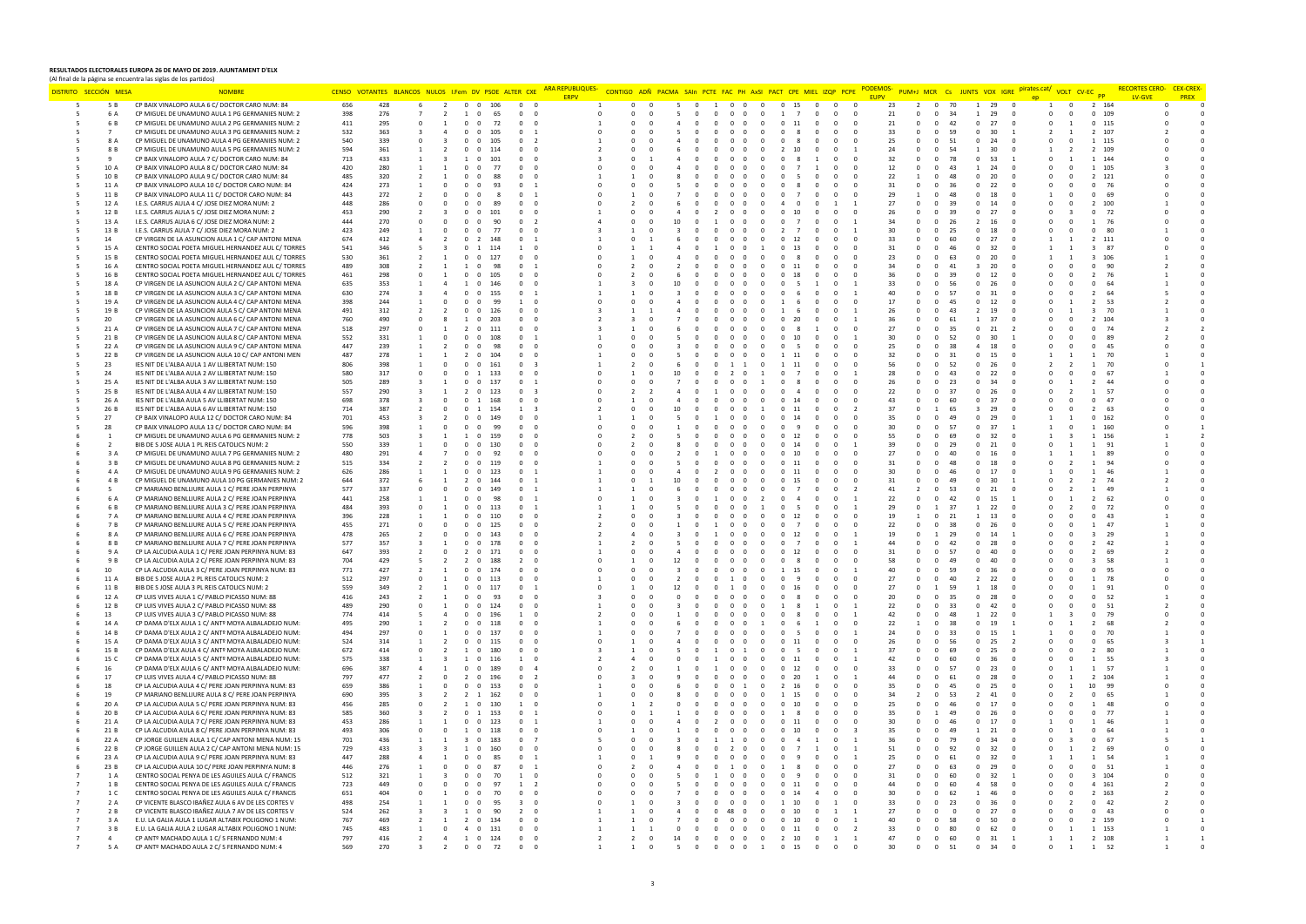**RESULTADOS ELECTORALES EUROPA 26 DE MAYO DE 2019. AJUNTAMENT D'ELX**

(Al final de la página se encuentra las siglas de los partidos)

| DISTRITO | SECCIÓN | MESA | NOMBRE | CENSO | VOTANTES | BLANCOS | NULOS | I.Fem | DV | PSOE | ALTER | CXE | ARA REPUBLIQUES-ERPV | CONTIGO | ADÑ | PACMA | SAIn | PCTE | FAC | PH | AxSI | PACT | CPE | MIEL | IZQP | PCPE | PODEMOS-EUPV | PUM+J | MCR | Cs | JUNTS | VOX | IGRE | pirates.cat/ep | VOLT | CV-EC | PP | RECORTES CERO-LV-GVE | CEX-CREX-PREX |
|---|---|---|---|---|---|---|---|---|---|---|---|---|---|---|---|---|---|---|---|---|---|---|---|---|---|---|---|---|---|---|---|---|---|---|---|---|---|---|---|
| 5 | 5 | B | CP BAIX VINALOPO AULA 6 C/ DOCTOR CARO NUM: 84 | 656 | 428 | 6 | 2 | 0 | 0 | 106 | 0 | 0 | 1 | 0 | 0 | 5 | 0 | 1 | 0 | 0 | 0 | 0 | 15 | 0 | 0 | 0 | 23 | 2 | 0 | 70 | 1 | 29 | 0 | 1 | 0 | 2 | 164 | 0 | 0 |
| 5 | 6 | A | CP MIGUEL DE UNAMUNO AULA 1 PG GERMANIES NUM: 2 | 398 | 276 | 7 | 2 | 1 | 0 | 65 | 0 | 0 | 0 | 0 | 0 | 5 | 0 | 0 | 0 | 0 | 0 | 1 | 7 | 0 | 0 | 0 | 21 | 0 | 0 | 34 | 1 | 29 | 0 | 0 | 0 | 0 | 109 | 0 | 0 |
| 5 | 6 | B | CP MIGUEL DE UNAMUNO AULA 2 PG GERMANIES NUM: 2 | 411 | 295 | 0 | 1 | 0 | 0 | 72 | 0 | 0 | 1 | 0 | 0 | 4 | 0 | 0 | 0 | 0 | 0 | 0 | 11 | 0 | 0 | 0 | 21 | 0 | 0 | 42 | 0 | 27 | 0 | 0 | 1 | 0 | 115 | 0 | 0 |
| 5 | 7 | | CP MIGUEL DE UNAMUNO AULA 3 PG GERMANIES NUM: 2 | 532 | 363 | 3 | 4 | 0 | 0 | 105 | 0 | 1 | 0 | 0 | 0 | 5 | 0 | 0 | 0 | 0 | 0 | 0 | 8 | 0 | 0 | 0 | 33 | 0 | 0 | 59 | 0 | 30 | 1 | 2 | 1 | 2 | 107 | 2 | 0 |
| 5 | 8 | A | CP MIGUEL DE UNAMUNO AULA 4 PG GERMANIES NUM: 2 | 540 | 339 | 0 | 3 | 0 | 0 | 105 | 0 | 2 | 1 | 0 | 0 | 4 | 0 | 0 | 0 | 0 | 0 | 0 | 8 | 0 | 0 | 0 | 25 | 0 | 0 | 51 | 0 | 24 | 0 | 0 | 0 | 1 | 115 | 0 | 0 |
| 5 | 8 | B | CP MIGUEL DE UNAMUNO AULA 5 PG GERMANIES NUM: 2 | 594 | 361 | 1 | 2 | 0 | 0 | 114 | 0 | 0 | 2 | 0 | 0 | 6 | 0 | 0 | 0 | 0 | 0 | 2 | 10 | 0 | 0 | 1 | 24 | 0 | 0 | 54 | 1 | 30 | 0 | 1 | 2 | 2 | 109 | 0 | 0 |
| 5 | 9 | | CP BAIX VINALOPO AULA 7 C/ DOCTOR CARO NUM: 84 | 713 | 433 | 1 | 3 | 1 | 0 | 101 | 0 | 0 | 3 | 0 | 0 | 4 | 0 | 0 | 0 | 0 | 0 | 0 | 8 | 1 | 0 | 0 | 32 | 0 | 0 | 78 | 0 | 53 | 1 | 0 | 1 | 1 | 144 | 0 | 0 |
| 5 | 10 | A | CP BAIX VINALOPO AULA 8 C/ DOCTOR CARO NUM: 84 | 420 | 280 | 1 | 1 | 0 | 0 | 77 | 0 | 0 | 0 | 0 | 0 | 4 | 0 | 0 | 0 | 0 | 0 | 0 | 7 | 1 | 0 | 0 | 12 | 0 | 0 | 43 | 1 | 24 | 0 | 0 | 0 | 1 | 105 | 3 | 0 |
| 5 | 10 | B | CP BAIX VINALOPO AULA 9 C/ DOCTOR CARO NUM: 84 | 485 | 320 | 2 | 1 | 0 | 0 | 88 | 0 | 0 | 1 | 1 | 0 | 8 | 0 | 0 | 0 | 0 | 0 | 0 | 5 | 0 | 0 | 0 | 22 | 1 | 0 | 48 | 0 | 20 | 0 | 0 | 0 | 2 | 121 | 0 | 0 |
| 5 | 11 | A | CP BAIX VINALOPO AULA 10 C/ DOCTOR CARO NUM: 84 | 424 | 273 | 1 | 0 | 0 | 0 | 93 | 0 | 1 | 0 | 0 | 0 | 5 | 0 | 0 | 0 | 0 | 0 | 0 | 8 | 0 | 0 | 0 | 31 | 0 | 0 | 36 | 0 | 22 | 0 | 0 | 0 | 0 | 76 | 0 | 0 |
| 5 | 11 | B | CP BAIX VINALOPO AULA 11 C/ DOCTOR CARO NUM: 84 | 443 | 272 | 2 | 0 | 0 | 0 | 8 | 0 | 1 | 0 | 1 | 0 | 7 | 0 | 0 | 0 | 0 | 0 | 0 | 7 | 0 | 0 | 0 | 29 | 1 | 0 | 48 | 0 | 18 | 0 | 1 | 0 | 0 | 69 | 0 | 0 |
| 5 | 12 | A | I.E.S. CARRUS AULA 4 C/ JOSE DIEZ MORA NUM: 2 | 448 | 286 | 0 | 0 | 0 | 0 | 89 | 0 | 0 | 0 | 2 | 0 | 6 | 0 | 0 | 0 | 0 | 0 | 4 | 0 | 0 | 1 | 1 | 27 | 0 | 0 | 39 | 0 | 14 | 0 | 0 | 0 | 2 | 100 | 1 | 0 |
| 5 | 12 | B | I.E.S. CARRUS AULA 5 C/ JOSE DIEZ MORA NUM: 2 | 453 | 290 | 2 | 3 | 0 | 0 | 101 | 0 | 0 | 1 | 0 | 0 | 4 | 0 | 2 | 0 | 0 | 0 | 0 | 10 | 0 | 0 | 0 | 26 | 0 | 0 | 39 | 0 | 27 | 0 | 0 | 3 | 0 | 72 | 0 | 0 |
| 5 | 13 | A | I.E.S. CARRUS AULA 6 C/ JOSE DIEZ MORA NUM: 2 | 444 | 270 | 0 | 0 | 0 | 0 | 90 | 0 | 2 | 4 | 0 | 0 | 10 | 0 | 1 | 0 | 0 | 0 | 0 | 7 | 0 | 0 | 1 | 34 | 0 | 0 | 26 | 2 | 16 | 0 | 0 | 0 | 1 | 76 | 0 | 0 |
| 5 | 13 | B | I.E.S. CARRUS AULA 7 C/ JOSE DIEZ MORA NUM: 2 | 423 | 249 | 1 | 0 | 0 | 0 | 77 | 0 | 0 | 3 | 1 | 0 | 3 | 0 | 0 | 0 | 0 | 0 | 2 | 7 | 0 | 0 | 1 | 30 | 0 | 0 | 25 | 0 | 18 | 0 | 0 | 0 | 0 | 80 | 1 | 0 |
| 5 | 14 | | CP VIRGEN DE LA ASUNCION AULA 1 C/ CAP ANTONI MENA | 674 | 412 | 4 | 2 | 0 | 2 | 148 | 0 | 1 | 1 | 0 | 1 | 6 | 0 | 0 | 0 | 0 | 0 | 0 | 12 | 0 | 0 | 0 | 33 | 0 | 0 | 60 | 0 | 27 | 0 | 1 | 1 | 2 | 111 | 0 | 0 |
| 5 | 15 | A | CENTRO SOCIAL POETA MIGUEL HERNANDEZ AUL C/ TORRES | 541 | 346 | 5 | 3 | 0 | 1 | 114 | 1 | 0 | 0 | 1 | 1 | 4 | 0 | 1 | 0 | 0 | 1 | 0 | 13 | 0 | 0 | 0 | 31 | 0 | 0 | 46 | 0 | 32 | 0 | 1 | 1 | 3 | 87 | 0 | 0 |
| 5 | 15 | B | CENTRO SOCIAL POETA MIGUEL HERNANDEZ AUL C/ TORRES | 530 | 361 | 2 | 1 | 0 | 0 | 127 | 0 | 0 | 0 | 1 | 0 | 4 | 0 | 0 | 0 | 0 | 0 | 0 | 8 | 0 | 0 | 0 | 23 | 0 | 0 | 63 | 0 | 20 | 0 | 1 | 1 | 3 | 106 | 1 | 0 |
| 5 | 16 | A | CENTRO SOCIAL POETA MIGUEL HERNANDEZ AUL C/ TORRES | 489 | 308 | 2 | 1 | 1 | 0 | 98 | 0 | 1 | 0 | 2 | 0 | 2 | 0 | 0 | 0 | 0 | 0 | 0 | 11 | 0 | 0 | 0 | 34 | 0 | 0 | 41 | 3 | 20 | 0 | 0 | 0 | 0 | 90 | 2 | 0 |
| 5 | 16 | B | CENTRO SOCIAL POETA MIGUEL HERNANDEZ AUL C/ TORRES | 461 | 298 | 0 | 1 | 0 | 0 | 105 | 0 | 0 | 0 | 2 | 0 | 6 | 0 | 0 | 0 | 0 | 0 | 0 | 18 | 0 | 0 | 0 | 36 | 0 | 0 | 39 | 0 | 12 | 0 | 0 | 0 | 2 | 76 | 1 | 0 |
| 5 | 18 | A | CP VIRGEN DE LA ASUNCION AULA 2 C/ CAP ANTONI MENA | 635 | 353 | 1 | 4 | 1 | 0 | 146 | 0 | 0 | 1 | 3 | 0 | 10 | 0 | 0 | 0 | 0 | 0 | 0 | 5 | 1 | 0 | 1 | 33 | 0 | 0 | 56 | 0 | 26 | 0 | 0 | 0 | 0 | 64 | 1 | 0 |
| 5 | 18 | B | CP VIRGEN DE LA ASUNCION AULA 3 C/ CAP ANTONI MENA | 630 | 274 | 3 | 4 | 0 | 0 | 155 | 0 | 1 | 1 | 1 | 0 | 3 | 0 | 0 | 0 | 0 | 0 | 0 | 6 | 0 | 0 | 1 | 40 | 0 | 0 | 57 | 0 | 31 | 0 | 0 | 0 | 2 | 64 | 5 | 0 |
| 5 | 19 | A | CP VIRGEN DE LA ASUNCION AULA 4 C/ CAP ANTONI MENA | 398 | 244 | 1 | 0 | 0 | 0 | 99 | 1 | 0 | 0 | 0 | 0 | 4 | 0 | 0 | 0 | 0 | 0 | 1 | 6 | 0 | 0 | 0 | 17 | 0 | 0 | 45 | 0 | 12 | 0 | 0 | 1 | 2 | 53 | 2 | 0 |
| 5 | 19 | B | CP VIRGEN DE LA ASUNCION AULA 5 C/ CAP ANTONI MENA | 491 | 312 | 2 | 2 | 0 | 0 | 126 | 0 | 0 | 3 | 1 | 1 | 4 | 0 | 0 | 0 | 0 | 0 | 1 | 6 | 0 | 0 | 1 | 26 | 0 | 0 | 43 | 2 | 19 | 0 | 0 | 1 | 3 | 70 | 1 | 0 |
| 5 | 20 | | CP VIRGEN DE LA ASUNCION AULA 6 C/ CAP ANTONI MENA | 760 | 490 | 0 | 8 | 1 | 0 | 203 | 0 | 0 | 2 | 3 | 0 | 7 | 0 | 0 | 0 | 0 | 0 | 0 | 20 | 0 | 0 | 0 | 36 | 0 | 0 | 61 | 1 | 37 | 0 | 0 | 0 | 2 | 104 | 3 | 0 |
| 5 | 21 | A | CP VIRGEN DE LA ASUNCION AULA 7 C/ CAP ANTONI MENA | 518 | 297 | 0 | 1 | 2 | 0 | 111 | 0 | 0 | 3 | 1 | 0 | 6 | 0 | 0 | 0 | 0 | 0 | 0 | 8 | 1 | 0 | 0 | 27 | 0 | 0 | 35 | 0 | 21 | 2 | 0 | 0 | 0 | 74 | 2 | 2 |
| 5 | 21 | B | CP VIRGEN DE LA ASUNCION AULA 8 C/ CAP ANTONI MENA | 552 | 331 | 1 | 0 | 0 | 0 | 108 | 0 | 1 | 0 | 0 | 0 | 5 | 0 | 0 | 0 | 0 | 0 | 0 | 10 | 0 | 0 | 0 | 30 | 0 | 0 | 52 | 0 | 30 | 1 | 0 | 0 | 0 | 89 | 2 | 0 |
| 5 | 22 | A | CP VIRGEN DE LA ASUNCION AULA 9 C/ CAP ANTONI MENA | 447 | 239 | 1 | 2 | 0 | 0 | 98 | 0 | 0 | 0 | 0 | 0 | 3 | 0 | 0 | 0 | 0 | 0 | 0 | 5 | 0 | 0 | 0 | 25 | 0 | 0 | 38 | 4 | 18 | 0 | 0 | 0 | 0 | 45 | 0 | 0 |
| 5 | 22 | B | CP VIRGEN DE LA ASUNCION AULA 10 C/ CAP ANTONI MEN | 487 | 278 | 1 | 1 | 2 | 0 | 104 | 0 | 0 | 0 | 0 | 0 | 5 | 0 | 0 | 0 | 0 | 0 | 1 | 11 | 0 | 0 | 0 | 32 | 0 | 0 | 31 | 0 | 15 | 0 | 1 | 1 | 1 | 70 | 1 | 0 |
| 5 | 23 | | IES NIT DE L'ALBA AULA 1 AV LLIBERTAT NUM: 150 | 806 | 398 | 1 | 0 | 0 | 0 | 161 | 0 | 3 | 1 | 2 | 0 | 6 | 0 | 1 | 1 | 0 | 1 | 1 | 11 | 0 | 0 | 0 | 56 | 0 | 0 | 52 | 0 | 26 | 0 | 2 | 2 | 1 | 70 | 0 | 1 |
| 5 | 24 | | IES NIT DE L'ALBA AULA 2 AV LLIBERTAT NUM: 150 | 580 | 317 | 0 | 0 | 0 | 1 | 133 | 0 | 0 | 0 | 1 | 0 | 10 | 0 | 0 | 2 | 0 | 1 | 0 | 7 | 0 | 0 | 1 | 28 | 0 | 0 | 43 | 0 | 22 | 0 | 0 | 0 | 0 | 67 | 1 | 0 |
| 5 | 25 | A | IES NIT DE L'ALBA AULA 3 AV LLIBERTAT NUM: 150 | 505 | 289 | 3 | 1 | 0 | 0 | 137 | 0 | 1 | 0 | 0 | 0 | 7 | 0 | 0 | 0 | 0 | 1 | 0 | 8 | 0 | 0 | 0 | 26 | 0 | 0 | 23 | 0 | 34 | 0 | 0 | 1 | 2 | 44 | 0 | 0 |
| 5 | 25 | B | IES NIT DE L'ALBA AULA 4 AV LLIBERTAT NUM: 150 | 557 | 290 | 3 | 1 | 2 | 0 | 123 | 0 | 3 | 0 | 2 | 2 | 4 | 0 | 1 | 0 | 0 | 0 | 0 | 4 | 0 | 0 | 0 | 22 | 0 | 0 | 37 | 0 | 26 | 0 | 0 | 2 | 1 | 57 | 0 | 0 |
| 5 | 26 | A | IES NIT DE L'ALBA AULA 5 AV LLIBERTAT NUM: 150 | 698 | 378 | 3 | 0 | 0 | 1 | 168 | 0 | 0 | 0 | 1 | 0 | 4 | 0 | 0 | 0 | 0 | 0 | 0 | 14 | 0 | 0 | 0 | 43 | 0 | 0 | 60 | 0 | 37 | 0 | 0 | 0 | 0 | 47 | 0 | 0 |
| 5 | 26 | B | IES NIT DE L'ALBA AULA 6 AV LLIBERTAT NUM: 150 | 714 | 387 | 2 | 0 | 0 | 1 | 154 | 1 | 3 | 2 | 0 | 0 | 10 | 0 | 0 | 0 | 0 | 1 | 0 | 11 | 0 | 0 | 2 | 37 | 0 | 1 | 65 | 3 | 29 | 0 | 0 | 0 | 2 | 63 | 0 | 0 |
| 5 | 27 | | CP BAIX VINALOPO AULA 12 C/ DOCTOR CARO NUM: 84 | 701 | 453 | 3 | 2 | 0 | 0 | 149 | 0 | 0 | 0 | 1 | 0 | 5 | 0 | 1 | 0 | 0 | 0 | 0 | 14 | 0 | 0 | 0 | 35 | 0 | 0 | 49 | 0 | 29 | 0 | 1 | 1 | 0 | 162 | 0 | 0 |
| 5 | 28 | | CP BAIX VINALOPO AULA 13 C/ DOCTOR CARO NUM: 84 | 596 | 398 | 1 | 0 | 0 | 0 | 99 | 0 | 0 | 0 | 0 | 0 | 1 | 0 | 0 | 0 | 0 | 0 | 0 | 9 | 0 | 0 | 0 | 30 | 0 | 0 | 57 | 0 | 37 | 1 | 1 | 0 | 1 | 160 | 0 | 1 |
| 6 | 1 | | CP MIGUEL DE UNAMUNO AULA 6 PG GERMANIES NUM: 2 | 778 | 503 | 3 | 1 | 1 | 0 | 159 | 0 | 0 | 0 | 2 | 0 | 5 | 0 | 0 | 0 | 0 | 0 | 0 | 12 | 0 | 0 | 0 | 55 | 0 | 0 | 69 | 0 | 32 | 0 | 1 | 3 | 1 | 156 | 1 | 2 |
| 6 | 2 | | BIB DE S JOSE AULA 1 PL REIS CATOLICS NUM: 2 | 550 | 339 | 1 | 0 | 0 | 0 | 130 | 0 | 0 | 0 | 2 | 0 | 8 | 0 | 0 | 0 | 0 | 0 | 0 | 14 | 0 | 0 | 1 | 39 | 0 | 0 | 29 | 0 | 21 | 0 | 0 | 1 | 1 | 91 | 1 | 0 |
| 6 | 3 | A | CP MIGUEL DE UNAMUNO AULA 7 PG GERMANIES NUM: 2 | 480 | 291 | 4 | 7 | 0 | 0 | 92 | 0 | 0 | 0 | 0 | 0 | 2 | 0 | 1 | 0 | 0 | 0 | 0 | 10 | 0 | 0 | 0 | 27 | 0 | 0 | 40 | 0 | 16 | 0 | 1 | 1 | 1 | 89 | 0 | 0 |
| 6 | 3 | B | CP MIGUEL DE UNAMUNO AULA 8 PG GERMANIES NUM: 2 | 515 | 334 | 2 | 2 | 0 | 0 | 119 | 0 | 0 | 1 | 0 | 0 | 5 | 0 | 0 | 0 | 0 | 0 | 0 | 11 | 0 | 0 | 0 | 31 | 0 | 0 | 48 | 0 | 18 | 0 | 0 | 2 | 1 | 94 | 0 | 0 |
| 6 | 4 | A | CP MIGUEL DE UNAMUNO AULA 9 PG GERMANIES NUM: 2 | 626 | 286 | 1 | 1 | 0 | 0 | 123 | 0 | 1 | 0 | 0 | 0 | 4 | 0 | 2 | 0 | 0 | 0 | 0 | 11 | 0 | 0 | 0 | 30 | 0 | 0 | 46 | 0 | 17 | 0 | 1 | 0 | 1 | 46 | 1 | 0 |
| 6 | 4 | B | CP MIGUEL DE UNAMUNO AULA 10 PG GERMANIES NUM: 2 | 644 | 372 | 6 | 1 | 2 | 0 | 144 | 0 | 1 | 1 | 0 | 1 | 10 | 0 | 0 | 0 | 0 | 0 | 0 | 15 | 0 | 0 | 0 | 31 | 0 | 0 | 49 | 0 | 30 | 1 | 0 | 2 | 2 | 74 | 2 | 0 |
| 6 | 5 | | CP MARIANO BENLLIURE AULA 1 C/ PERE JOAN PERPINYA | 577 | 337 | 0 | 0 | 0 | 0 | 149 | 0 | 1 | 1 | 1 | 0 | 6 | 0 | 0 | 0 | 0 | 0 | 0 | 7 | 0 | 0 | 2 | 41 | 2 | 0 | 53 | 0 | 21 | 0 | 0 | 1 | 1 | 49 | 1 | 0 |
| 6 | 6 | A | CP MARIANO BENLLIURE AULA 2 C/ PERE JOAN PERPINYA | 441 | 258 | 1 | 1 | 0 | 0 | 98 | 0 | 1 | 1 | 0 | 0 | 3 | 0 | 1 | 0 | 0 | 2 | 0 | 4 | 0 | 0 | 1 | 22 | 0 | 0 | 42 | 0 | 15 | 1 | 0 | 1 | 2 | 62 | 0 | 0 |
| 6 | 6 | B | CP MARIANO BENLLIURE AULA 3 C/ PERE JOAN PERPINYA | 484 | 393 | 0 | 1 | 0 | 0 | 113 | 0 | 1 | 1 | 1 | 0 | 5 | 0 | 0 | 0 | 0 | 1 | 0 | 5 | 0 | 0 | 0 | 29 | 0 | 1 | 37 | 1 | 22 | 0 | 0 | 2 | 0 | 72 | 0 | 0 |
| 6 | 7 | A | CP MARIANO BENLLIURE AULA 4 C/ PERE JOAN PERPINYA | 396 | 228 | 1 | 1 | 0 | 0 | 110 | 0 | 0 | 2 | 0 | 0 | 3 | 0 | 0 | 0 | 0 | 0 | 0 | 12 | 0 | 0 | 0 | 19 | 1 | 0 | 21 | 1 | 13 | 0 | 0 | 0 | 0 | 43 | 1 | 0 |
| 6 | 7 | B | CP MARIANO BENLLIURE AULA 5 C/ PERE JOAN PERPINYA | 455 | 271 | 0 | 0 | 0 | 0 | 125 | 0 | 0 | 2 | 0 | 0 | 1 | 0 | 1 | 0 | 0 | 0 | 0 | 7 | 0 | 0 | 0 | 22 | 0 | 0 | 38 | 0 | 26 | 0 | 0 | 0 | 1 | 47 | 1 | 0 |
| 6 | 8 | A | CP MARIANO BENLLIURE AULA 6 C/ PERE JOAN PERPINYA | 478 | 265 | 2 | 0 | 0 | 0 | 143 | 0 | 0 | 2 | 4 | 0 | 3 | 0 | 1 | 0 | 0 | 0 | 0 | 12 | 0 | 0 | 0 | 19 | 0 | 1 | 29 | 0 | 14 | 1 | 0 | 0 | 3 | 29 | 1 | 0 |
| 6 | 8 | B | CP MARIANO BENLLIURE AULA 7 C/ PERE JOAN PERPINYA | 577 | 357 | 3 | 1 | 0 | 0 | 178 | 0 | 0 | 1 | 2 | 0 | 5 | 0 | 0 | 0 | 0 | 0 | 0 | 7 | 0 | 0 | 1 | 44 | 0 | 0 | 42 | 0 | 28 | 0 | 0 | 0 | 2 | 42 | 1 | 0 |
| 6 | 9 | A | CP LA ALCUDIA AULA 1 C/ PERE JOAN PERPINYA NUM: 83 | 647 | 393 | 2 | 0 | 2 | 0 | 171 | 0 | 0 | 1 | 0 | 0 | 4 | 0 | 0 | 0 | 0 | 0 | 0 | 12 | 0 | 0 | 0 | 31 | 0 | 0 | 57 | 0 | 40 | 0 | 0 | 0 | 2 | 69 | 2 | 0 |
| 6 | 9 | B | CP LA ALCUDIA AULA 2 C/ PERE JOAN PERPINYA NUM: 83 | 704 | 429 | 5 | 2 | 2 | 0 | 188 | 2 | 0 | 0 | 1 | 0 | 12 | 0 | 0 | 0 | 0 | 0 | 0 | 8 | 0 | 0 | 0 | 58 | 0 | 0 | 49 | 0 | 40 | 0 | 0 | 0 | 3 | 58 | 1 | 0 |
| 6 | 10 | | CP LA ALCUDIA AULA 3 C/ PERE JOAN PERPINYA NUM: 83 | 771 | 427 | 2 | 1 | 0 | 0 | 174 | 0 | 0 | 0 | 0 | 0 | 3 | 0 | 0 | 0 | 0 | 0 | 1 | 15 | 0 | 0 | 1 | 40 | 0 | 0 | 59 | 0 | 36 | 0 | 0 | 0 | 0 | 95 | 0 | 0 |
| 6 | 11 | A | BIB DE S JOSE AULA 2 PL REIS CATOLICS NUM: 2 | 512 | 297 | 0 | 1 | 0 | 0 | 113 | 0 | 0 | 1 | 0 | 0 | 2 | 0 | 1 | 0 | 0 | 0 | 0 | 9 | 0 | 0 | 0 | 27 | 0 | 0 | 40 | 2 | 22 | 0 | 0 | 0 | 1 | 78 | 0 | 0 |
| 6 | 11 | B | BIB DE S JOSE AULA 3 PL REIS CATOLICS NUM: 2 | 559 | 349 | 2 | 1 | 0 | 0 | 117 | 0 | 1 | 0 | 1 | 0 | 12 | 0 | 0 | 1 | 0 | 0 | 0 | 16 | 0 | 0 | 0 | 27 | 0 | 1 | 59 | 1 | 18 | 0 | 0 | 0 | 1 | 91 | 0 | 0 |
| 6 | 12 | A | CP LUIS VIVES AULA 1 C/ PABLO PICASSO NUM: 88 | 416 | 243 | 2 | 1 | 0 | 0 | 93 | 0 | 0 | 3 | 0 | 0 | 0 | 0 | 0 | 0 | 0 | 0 | 0 | 8 | 0 | 0 | 0 | 20 | 0 | 0 | 35 | 0 | 28 | 0 | 0 | 0 | 0 | 52 | 1 | 0 |
| 6 | 12 | B | CP LUIS VIVES AULA 2 C/ PABLO PICASSO NUM: 88 | 489 | 290 | 0 | 1 | 0 | 0 | 124 | 0 | 0 | 1 | 0 | 0 | 3 | 0 | 0 | 0 | 0 | 0 | 1 | 8 | 1 | 0 | 1 | 22 | 0 | 0 | 33 | 0 | 42 | 0 | 0 | 0 | 0 | 51 | 2 | 0 |
| 6 | 13 | | CP LUIS VIVES AULA 3 C/ PABLO PICASSO NUM: 88 | 774 | 414 | 5 | 4 | 0 | 0 | 196 | 1 | 0 | 2 | 0 | 0 | 1 | 0 | 0 | 0 | 0 | 0 | 0 | 8 | 0 | 0 | 0 | 42 | 0 | 0 | 48 | 1 | 22 | 0 | 1 | 3 | 0 | 79 | 0 | 0 |
| 6 | 14 | A | CP DAMA D'ELX AULA 1 C/ ANTº MOYA ALBALADEJO NUM: | 495 | 290 | 1 | 2 | 0 | 0 | 118 | 0 | 0 | 0 | 0 | 0 | 6 | 0 | 0 | 0 | 0 | 1 | 0 | 6 | 1 | 0 | 0 | 22 | 1 | 0 | 38 | 0 | 19 | 1 | 0 | 1 | 2 | 68 | 2 | 0 |
| 6 | 14 | B | CP DAMA D'ELX AULA 2 C/ ANTº MOYA ALBALADEJO NUM: | 494 | 297 | 0 | 1 | 0 | 0 | 137 | 0 | 0 | 1 | 0 | 0 | 7 | 0 | 0 | 0 | 0 | 0 | 0 | 5 | 0 | 0 | 1 | 24 | 0 | 0 | 33 | 0 | 15 | 1 | 1 | 0 | 0 | 70 | 1 | 0 |
| 6 | 15 | A | CP DAMA D'ELX AULA 3 C/ ANTº MOYA ALBALADEJO NUM: | 524 | 314 | 1 | 2 | 0 | 0 | 115 | 0 | 0 | 0 | 1 | 0 | 4 | 0 | 0 | 0 | 0 | 0 | 0 | 11 | 0 | 0 | 0 | 26 | 0 | 0 | 56 | 0 | 25 | 2 | 0 | 0 | 0 | 65 | 3 | 1 |
| 6 | 15 | B | CP DAMA D'ELX AULA 4 C/ ANTº MOYA ALBALADEJO NUM: | 672 | 414 | 0 | 2 | 1 | 0 | 180 | 0 | 0 | 3 | 1 | 0 | 5 | 0 | 1 | 0 | 1 | 0 | 0 | 5 | 0 | 0 | 0 | 37 | 0 | 0 | 69 | 0 | 25 | 0 | 0 | 0 | 2 | 80 | 1 | 0 |
| 6 | 15 | C | CP DAMA D'ELX AULA 5 C/ ANTº MOYA ALBALADEJO NUM: | 575 | 338 | 1 | 3 | 1 | 0 | 116 | 1 | 0 | 2 | 4 | 0 | 0 | 0 | 1 | 0 | 0 | 0 | 0 | 11 | 0 | 0 | 0 | 42 | 0 | 0 | 60 | 0 | 36 | 0 | 0 | 0 | 1 | 55 | 3 | 0 |
| 6 | 16 | | CP DAMA D'ELX AULA 6 C/ ANTº MOYA ALBALADEJO NUM: | 696 | 387 | 4 | 1 | 0 | 0 | 189 | 0 | 4 | 0 | 2 | 0 | 1 | 0 | 1 | 0 | 0 | 0 | 0 | 12 | 0 | 0 | 0 | 33 | 0 | 0 | 57 | 0 | 23 | 0 | 0 | 1 | 1 | 57 | 1 | 0 |
| 6 | 17 | | CP LUIS VIVES AULA 4 C/ PABLO PICASSO NUM: 88 | 797 | 477 | 2 | 0 | 2 | 0 | 196 | 0 | 2 | 0 | 3 | 0 | 9 | 0 | 0 | 0 | 0 | 0 | 0 | 20 | 1 | 0 | 1 | 44 | 0 | 0 | 61 | 0 | 28 | 0 | 0 | 1 | 2 | 104 | 1 | 0 |
| 6 | 18 | | CP LA ALCUDIA AULA 4 C/ PERE JOAN PERPINYA NUM: 83 | 659 | 386 | 1 | 0 | 0 | 0 | 153 | 0 | 0 | 1 | 0 | 0 | 6 | 0 | 0 | 0 | 1 | 0 | 2 | 16 | 0 | 0 | 0 | 35 | 0 | 0 | 45 | 0 | 25 | 0 | 0 | 1 | 10 | 99 | 0 | 0 |
| 6 | 19 | | CP MARIANO BENLLIURE AULA 8 C/ PERE JOAN PERPINYA | 690 | 395 | 3 | 2 | 2 | 1 | 162 | 0 | 0 | 1 | 0 | 0 | 8 | 0 | 0 | 0 | 0 | 0 | 1 | 15 | 0 | 0 | 0 | 34 | 2 | 0 | 53 | 2 | 41 | 0 | 0 | 2 | 0 | 65 | 1 | 0 |
| 6 | 20 | A | CP LA ALCUDIA AULA 5 C/ PERE JOAN PERPINYA NUM: 83 | 456 | 285 | 0 | 2 | 1 | 0 | 130 | 1 | 0 | 0 | 1 | 2 | 0 | 0 | 0 | 0 | 0 | 0 | 0 | 10 | 0 | 0 | 0 | 25 | 0 | 0 | 46 | 0 | 17 | 0 | 0 | 0 | 1 | 48 | 0 | 0 |
| 6 | 20 | B | CP LA ALCUDIA AULA 6 C/ PERE JOAN PERPINYA NUM: 83 | 585 | 360 | 3 | 2 | 0 | 1 | 153 | 0 | 1 | 0 | 0 | 1 | 1 | 0 | 0 | 0 | 0 | 0 | 1 | 8 | 0 | 0 | 0 | 35 | 0 | 1 | 49 | 0 | 26 | 0 | 0 | 0 | 0 | 77 | 1 | 0 |
| 6 | 21 | A | CP LA ALCUDIA AULA 7 C/ PERE JOAN PERPINYA NUM: 83 | 453 | 286 | 1 | 1 | 0 | 0 | 123 | 0 | 1 | 1 | 0 | 0 | 4 | 0 | 2 | 0 | 0 | 0 | 0 | 11 | 0 | 0 | 0 | 30 | 0 | 0 | 46 | 0 | 17 | 0 | 1 | 0 | 1 | 46 | 1 | 0 |
| 6 | 21 | B | CP LA ALCUDIA AULA 8 C/ PERE JOAN PERPINYA NUM: 83 | 493 | 306 | 0 | 0 | 1 | 0 | 118 | 0 | 0 | 0 | 1 | 0 | 1 | 0 | 0 | 0 | 0 | 0 | 0 | 10 | 0 | 0 | 3 | 35 | 0 | 0 | 49 | 1 | 21 | 0 | 0 | 1 | 0 | 64 | 1 | 0 |
| 6 | 22 | A | CP JORGE GUILLEN AULA 1 C/ CAP ANTONI MENA NUM: 15 | 701 | 436 | 1 | 1 | 3 | 0 | 183 | 0 | 7 | 5 | 0 | 0 | 3 | 0 | 1 | 1 | 0 | 0 | 0 | 4 | 1 | 0 | 1 | 36 | 0 | 0 | 79 | 0 | 34 | 0 | 0 | 3 | 0 | 67 | 5 | 1 |
| 6 | 22 | B | CP JORGE GUILLEN AULA 2 C/ CAP ANTONI MENA NUM: 15 | 729 | 433 | 3 | 3 | 1 | 0 | 160 | 0 | 0 | 0 | 0 | 0 | 8 | 0 | 0 | 2 | 0 | 0 | 0 | 7 | 1 | 0 | 1 | 51 | 0 | 0 | 92 | 0 | 32 | 0 | 0 | 0 | 2 | 69 | 0 | 0 |
| 6 | 23 | A | CP LA ALCUDIA AULA 9 C/ PERE JOAN PERPINYA NUM: 83 | 447 | 288 | 4 | 1 | 0 | 0 | 85 | 0 | 1 | 1 | 0 | 1 | 9 | 0 | 0 | 0 | 0 | 0 | 0 | 9 | 0 | 0 | 1 | 25 | 0 | 0 | 61 | 0 | 32 | 1 | 1 | 1 | 1 | 54 | 1 | 0 |
| 6 | 23 | B | CP LA ALCUDIA AULA 10 C/ PERE JOAN PERPINYA NUM: 8 | 446 | 276 | 1 | 0 | 0 | 0 | 87 | 0 | 1 | 0 | 2 | 0 | 4 | 0 | 0 | 1 | 0 | 0 | 1 | 8 | 0 | 0 | 0 | 27 | 0 | 0 | 63 | 0 | 29 | 0 | 0 | 0 | 0 | 51 | 1 | 0 |
| 7 | 1 | A | CENTRO SOCIAL PENYA DE LES AGUILES AULA C/ FRANCIS | 512 | 321 | 1 | 3 | 0 | 0 | 70 | 1 | 0 | 0 | 0 | 0 | 5 | 0 | 1 | 0 | 0 | 0 | 0 | 9 | 0 | 0 | 0 | 31 | 0 | 0 | 60 | 0 | 32 | 1 | 0 | 0 | 3 | 104 | 0 | 0 |
| 7 | 1 | B | CENTRO SOCIAL PENYA DE LES AGUILES AULA C/ FRANCIS | 723 | 449 | 0 | 0 | 0 | 0 | 97 | 1 | 2 | 0 | 0 | 0 | 5 | 0 | 0 | 0 | 0 | 0 | 0 | 11 | 0 | 0 | 0 | 44 | 0 | 0 | 60 | 4 | 58 | 0 | 0 | 0 | 4 | 161 | 2 | 0 |
| 7 | 1 | C | CENTRO SOCIAL PENYA DE LES AGUILES AULA C/ FRANCIS | 651 | 404 | 0 | 1 | 0 | 0 | 70 | 0 | 0 | 0 | 0 | 0 | 7 | 0 | 0 | 0 | 0 | 0 | 0 | 14 | 4 | 0 | 0 | 30 | 0 | 0 | 62 | 1 | 46 | 0 | 0 | 0 | 2 | 163 | 2 | 0 |
| 7 | 2 | A | CP VICENTE BLASCO IBAÑEZ AULA 6 AV DE LES CORTES V | 498 | 254 | 1 | 1 | 0 | 0 | 95 | 3 | 0 | 0 | 1 | 0 | 3 | 0 | 0 | 0 | 0 | 0 | 1 | 10 | 0 | 1 | 0 | 33 | 0 | 0 | 23 | 0 | 36 | 0 | 0 | 2 | 0 | 42 | 2 | 0 |
| 7 | 2 | B | CP VICENTE BLASCO IBAÑEZ AULA 7 AV DE LES CORTES V | 524 | 262 | 3 | 3 | 1 | 0 | 90 | 2 | 0 | 1 | 1 | 0 | 4 | 0 | 0 | 48 | 0 | 0 | 0 | 10 | 0 | 1 | 1 | 27 | 0 | 0 | 0 | 0 | 27 | 0 | 0 | 0 | 0 | 43 | 0 | 0 |
| 7 | 3 | A | E.U. LA GALIA AULA 1 LUGAR ALTABIX POLIGONO 1 NUM: | 767 | 469 | 2 | 1 | 2 | 0 | 134 | 0 | 0 | 1 | 1 | 0 | 7 | 0 | 0 | 0 | 0 | 0 | 0 | 10 | 0 | 0 | 1 | 40 | 0 | 0 | 58 | 0 | 50 | 0 | 0 | 0 | 2 | 159 | 0 | 1 |
| 7 | 3 | B | E.U. LA GALIA AULA 2 LUGAR ALTABIX POLIGONO 1 NUM: | 745 | 483 | 1 | 0 | 4 | 0 | 131 | 0 | 0 | 1 | 1 | 1 | 8 | 0 | 0 | 0 | 0 | 0 | 0 | 11 | 0 | 0 | 2 | 33 | 0 | 0 | 80 | 0 | 62 | 0 | 0 | 1 | 1 | 153 | 1 | 0 |
| 7 | 4 | | CP ANTº MACHADO AULA 1 C/ S FERNANDO NUM: 4 | 797 | 416 | 2 | 4 | 1 | 0 | 124 | 0 | 0 | 2 | 2 | 0 | 14 | 0 | 0 | 0 | 0 | 0 | 2 | 10 | 0 | 1 | 1 | 47 | 0 | 0 | 60 | 0 | 31 | 1 | 0 | 1 | 2 | 108 | 1 | 1 |
| 7 | 5 | A | CP ANTº MACHADO AULA 2 C/ S FERNANDO NUM: 4 | 569 | 270 | 3 | 2 | 0 | 0 | 72 | 0 | 0 | 1 | 1 | 0 | 5 | 0 | 0 | 0 | 1 | 0 | 0 | 15 | 0 | 0 | 0 | 32 | 0 | 0 | 51 | 0 | 34 | 0 | 0 | 1 | 1 | 52 | 1 | 0 |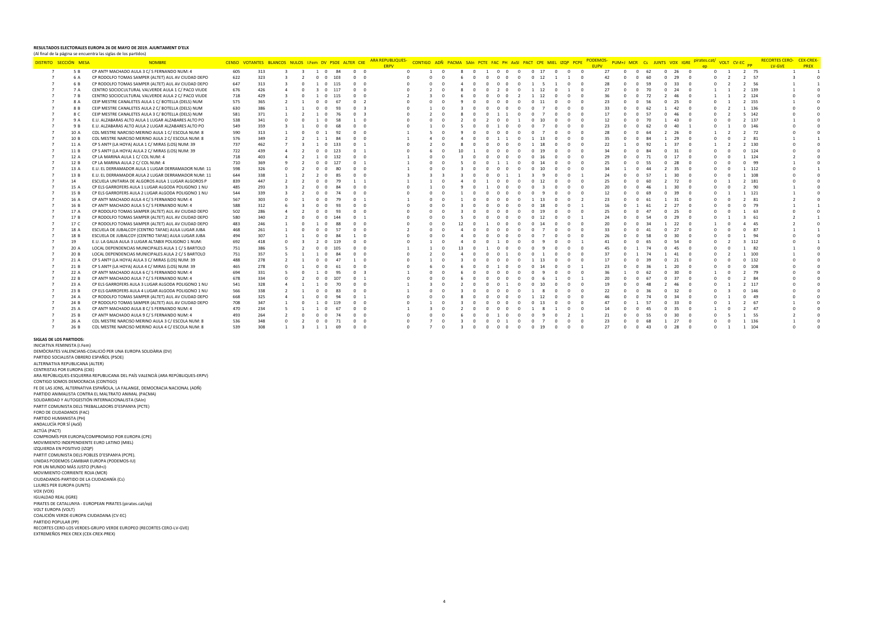**RESULTADOS ELECTORALES EUROPA 26 DE MAYO DE 2019. AJUNTAMENT D'ELX**

(Al final de la página se encuentra las siglas de los partidos)

| DISTRITO | SECCIÓN | MESA | NOMBRE | CENSO | VOTANTES | BLANCOS | NULOS | I.Fem | DV | PSOE | ALTER | CXE | ARA REPUBLIQUES-ERPV | CONTIGO | ADÑ | PACMA | SAIn | PCTE | FAC | PH | AxSí | PACT | CPE | MIEL | IZQP | PCPE | PODEMOS-EUPV | PUM+J | MCR | Cs | JUNTS | VOX | IGRE | pirates.cat/ep | VOLT | CV-EC | PP | RECORTES CERO-LV-GVE | CEX-CREX-PREX |
|---|---|---|---|---|---|---|---|---|---|---|---|---|---|---|---|---|---|---|---|---|---|---|---|---|---|---|---|---|---|---|---|---|---|---|---|---|---|---|---|
| 7 | 5 | B | CP ANTº MACHADO AULA 3 C/ S FERNANDO NUM: 4 | 605 | 313 | 3 | 3 | 1 | 0 | 84 | 0 | 0 | 0 | 1 | 0 | 8 | 0 | 1 | 0 | 0 | 0 | 0 | 17 | 0 | 0 | 0 | 27 | 0 | 0 | 62 | 0 | 26 | 0 | 0 | 1 | 2 | 75 | 1 | 1 |
| 7 | 6 | A | CP RODOLFO TOMAS SAMPER (ALTET) AUL AV CIUDAD DEPO | 622 | 323 | 3 | 2 | 0 | 0 | 103 | 0 | 0 | 0 | 0 | 0 | 6 | 0 | 0 | 0 | 0 | 0 | 0 | 12 | 1 | 1 | 0 | 42 | 0 | 0 | 60 | 0 | 29 | 0 | 0 | 2 | 2 | 57 | 3 | 0 |
| 7 | 6 | B | CP RODOLFO TOMAS SAMPER (ALTET) AUL AV CIUDAD DEPO | 647 | 313 | 3 | 0 | 1 | 0 | 115 | 0 | 0 | 0 | 0 | 0 | 4 | 0 | 0 | 0 | 0 | 0 | 1 | 5 | 1 | 0 | 0 | 28 | 0 | 0 | 59 | 0 | 33 | 0 | 0 | 2 | 2 | 56 | 1 | 1 |
| 7 | 7 | A | CENTRO SOCIOCULTURAL VALVERDE AULA 1 C/ PACO VIUDE | 676 | 426 | 4 | 0 | 3 | 0 | 117 | 0 | 0 | 0 | 2 | 0 | 8 | 0 | 0 | 2 | 0 | 0 | 1 | 12 | 0 | 1 | 0 | 27 | 0 | 0 | 70 | 0 | 24 | 0 | 1 | 1 | 2 | 139 | 1 | 0 |
| 7 | 7 | B | CENTRO SOCIOCULTURAL VALVERDE AULA 2 C/ PACO VIUDE | 718 | 429 | 3 | 0 | 1 | 0 | 115 | 0 | 0 | 2 | 3 | 0 | 6 | 0 | 0 | 0 | 0 | 2 | 1 | 12 | 0 | 0 | 0 | 36 | 0 | 0 | 72 | 2 | 46 | 0 | 1 | 1 | 2 | 124 | 0 | 0 |
| 7 | 8 | A | CEIP MESTRE CANALETES AULA 1 C/ BOTELLA (DELS) NUM | 575 | 365 | 2 | 1 | 0 | 0 | 67 | 0 | 2 | 0 | 0 | 0 | 9 | 0 | 0 | 0 | 0 | 0 | 0 | 11 | 0 | 0 | 0 | 23 | 0 | 0 | 56 | 0 | 25 | 0 | 0 | 1 | 2 | 155 | 1 | 0 |
| 7 | 8 | B | CEIP MESTRE CANALETES AULA 2 C/ BOTELLA (DELS) NUM | 630 | 386 | 1 | 1 | 0 | 0 | 93 | 0 | 3 | 0 | 1 | 0 | 3 | 0 | 0 | 0 | 0 | 0 | 0 | 7 | 0 | 0 | 0 | 33 | 0 | 0 | 62 | 1 | 42 | 0 | 0 | 2 | 1 | 136 | 0 | 0 |
| 7 | 8 | C | CEIP MESTRE CANALETES AULA 3 C/ BOTELLA (DELS) NUM | 581 | 371 | 1 | 2 | 1 | 0 | 76 | 0 | 3 | 0 | 2 | 0 | 8 | 0 | 0 | 1 | 1 | 0 | 0 | 7 | 0 | 0 | 0 | 17 | 0 | 0 | 57 | 0 | 46 | 0 | 0 | 2 | 5 | 142 | 0 | 0 |
| 7 | 9 | A | E.U. ALZABARAS ALTO AULA 1 LUGAR ALZABARES ALTO PO | 538 | 341 | 0 | 0 | 1 | 0 | 58 | 1 | 0 | 0 | 0 | 0 | 2 | 0 | 2 | 0 | 0 | 1 | 0 | 10 | 0 | 0 | 0 | 12 | 0 | 0 | 70 | 1 | 43 | 0 | 0 | 0 | 2 | 137 | 1 | 0 |
| 7 | 9 | B | E.U. ALZABARAS ALTO AULA 2 LUGAR ALZABARES ALTO PO | 549 | 359 | 3 | 1 | 0 | 0 | 68 | 0 | 0 | 0 | 1 | 0 | 5 | 0 | 0 | 1 | 0 | 0 | 0 | 7 | 0 | 0 | 0 | 23 | 0 | 0 | 62 | 0 | 40 | 1 | 0 | 1 | 0 | 146 | 0 | 0 |
| 7 | 10 | A | COL MESTRE NARCISO MERINO AULA 1 C/ ESCOLA NUM: 8 | 590 | 313 | 1 | 0 | 0 | 1 | 92 | 0 | 0 | 1 | 5 | 0 | 9 | 0 | 0 | 0 | 0 | 0 | 0 | 7 | 0 | 0 | 0 | 28 | 0 | 0 | 64 | 2 | 26 | 0 | 1 | 2 | 2 | 72 | 0 | 0 |
| 7 | 10 | B | COL MESTRE NARCISO MERINO AULA 2 C/ ESCOLA NUM: 8 | 576 | 349 | 2 | 2 | 1 | 1 | 84 | 0 | 0 | 1 | 4 | 0 | 4 | 0 | 0 | 1 | 1 | 0 | 1 | 13 | 0 | 0 | 0 | 35 | 0 | 0 | 84 | 1 | 29 | 0 | 0 | 0 | 2 | 81 | 1 | 1 |
| 7 | 11 | A | CP S ANTº (LA HOYA) AULA 1 C/ MIRAS (LOS) NUM: 39 | 737 | 462 | 7 | 3 | 1 | 0 | 133 | 0 | 1 | 0 | 2 | 0 | 8 | 0 | 0 | 0 | 0 | 0 | 1 | 18 | 0 | 0 | 0 | 22 | 1 | 0 | 92 | 1 | 37 | 0 | 1 | 2 | 2 | 130 | 0 | 0 |
| 7 | 11 | B | CP S ANTº (LA HOYA) AULA 2 C/ MIRAS (LOS) NUM: 39 | 722 | 439 | 4 | 2 | 0 | 0 | 123 | 0 | 1 | 0 | 6 | 0 | 10 | 1 | 0 | 0 | 0 | 0 | 0 | 16 | 0 | 0 | 0 | 29 | 0 | 0 | 84 | 0 | 31 | 0 | 0 | 0 | 0 | 124 | 0 | 0 |
| 7 | 12 | A | CP LA MARINA AULA 1 C/ COL NUM: 4 | 718 | 403 | 4 | 2 | 1 | 0 | 132 | 0 | 0 | 1 | 0 | 0 | 3 | 0 | 0 | 0 | 0 | 0 | 0 | 16 | 0 | 0 | 0 | 29 | 0 | 0 | 71 | 0 | 17 | 0 | 0 | 0 | 1 | 124 | 2 | 0 |
| 7 | 12 | B | CP LA MARINA AULA 2 C/ COL NUM: 4 | 710 | 369 | 9 | 2 | 0 | 0 | 127 | 0 | 1 | 1 | 0 | 0 | 5 | 0 | 0 | 1 | 1 | 0 | 0 | 14 | 0 | 0 | 0 | 25 | 0 | 0 | 55 | 0 | 28 | 0 | 0 | 0 | 0 | 99 | 1 | 0 |
| 7 | 13 | A | E.U. EL DERRAMADOR AULA 1 LUGAR DERRAMADOR NUM: 11 | 598 | 326 | 0 | 2 | 0 | 0 | 80 | 0 | 0 | 1 | 0 | 0 | 3 | 0 | 0 | 0 | 0 | 0 | 0 | 10 | 0 | 0 | 0 | 34 | 1 | 0 | 44 | 2 | 35 | 0 | 0 | 0 | 1 | 112 | 0 | 1 |
| 7 | 13 | B | E.U. EL DERRAMADOR AULA 2 LUGAR DERRAMADOR NUM: 11 | 644 | 338 | 1 | 2 | 2 | 0 | 85 | 0 | 0 | 3 | 3 | 3 | 3 | 0 | 0 | 0 | 1 | 1 | 3 | 9 | 0 | 0 | 1 | 24 | 0 | 0 | 57 | 1 | 30 | 0 | 0 | 0 | 1 | 108 | 0 | 0 |
| 7 | 14 | | ESCUELA UNITARIA DE ALGOROS AULA 1 LUGAR ALGOROS P | 839 | 447 | 2 | 2 | 0 | 0 | 79 | 1 | 1 | 1 | 1 | 0 | 4 | 0 | 1 | 0 | 0 | 0 | 0 | 12 | 0 | 0 | 0 | 25 | 0 | 0 | 60 | 2 | 72 | 0 | 0 | 1 | 2 | 181 | 0 | 0 |
| 7 | 15 | A | CP ELS GARROFERS AULA 1 LUGAR ALGODA POLIGONO 1 NU | 485 | 293 | 3 | 2 | 0 | 0 | 84 | 0 | 0 | 0 | 1 | 0 | 9 | 0 | 1 | 0 | 0 | 0 | 0 | 3 | 0 | 0 | 0 | 20 | 0 | 0 | 46 | 1 | 30 | 0 | 0 | 0 | 2 | 90 | 1 | 0 |
| 7 | 15 | B | CP ELS GARROFERS AULA 2 LUGAR ALGODA POLIGONO 1 NU | 544 | 339 | 3 | 2 | 0 | 0 | 74 | 0 | 0 | 0 | 0 | 0 | 1 | 0 | 0 | 0 | 0 | 0 | 0 | 9 | 0 | 0 | 0 | 12 | 0 | 0 | 69 | 0 | 39 | 0 | 0 | 1 | 1 | 121 | 1 | 0 |
| 7 | 16 | A | CP ANTº MACHADO AULA 4 C/ S FERNANDO NUM: 4 | 567 | 303 | 0 | 1 | 0 | 0 | 79 | 0 | 1 | 1 | 0 | 0 | 1 | 0 | 0 | 0 | 0 | 0 | 1 | 13 | 0 | 0 | 2 | 23 | 0 | 0 | 61 | 1 | 31 | 0 | 0 | 0 | 2 | 81 | 2 | 0 |
| 7 | 16 | B | CP ANTº MACHADO AULA 5 C/ S FERNANDO NUM: 4 | 588 | 312 | 6 | 3 | 0 | 0 | 93 | 0 | 0 | 0 | 0 | 0 | 3 | 0 | 0 | 0 | 0 | 0 | 0 | 18 | 0 | 0 | 1 | 16 | 0 | 1 | 61 | 2 | 27 | 0 | 0 | 0 | 0 | 79 | 1 | 1 |
| 7 | 17 | A | CP RODOLFO TOMAS SAMPER (ALTET) AUL AV CIUDAD DEPO | 502 | 286 | 4 | 2 | 0 | 0 | 93 | 0 | 0 | 0 | 0 | 0 | 3 | 0 | 0 | 0 | 0 | 0 | 0 | 19 | 0 | 0 | 0 | 25 | 0 | 0 | 47 | 0 | 25 | 0 | 0 | 0 | 1 | 63 | 0 | 0 |
| 7 | 17 | B | CP RODOLFO TOMAS SAMPER (ALTET) AUL AV CIUDAD DEPO | 580 | 340 | 2 | 0 | 0 | 0 | 144 | 0 | 1 | 0 | 0 | 0 | 5 | 0 | 0 | 0 | 0 | 0 | 0 | 12 | 0 | 0 | 1 | 24 | 0 | 0 | 54 | 0 | 29 | 0 | 0 | 1 | 3 | 61 | 2 | 1 |
| 7 | 17 | C | CP RODOLFO TOMAS SAMPER (ALTET) AUL AV CIUDAD DEPO | 483 | 246 | 1 | 0 | 1 | 0 | 88 | 0 | 0 | 0 | 0 | 0 | 12 | 0 | 1 | 0 | 0 | 0 | 0 | 14 | 0 | 0 | 0 | 20 | 0 | 0 | 34 | 1 | 22 | 0 | 1 | 0 | 4 | 45 | 2 | 0 |
| 7 | 18 | A | ESCUELA DE JUBALCOY (CENTRO TAFAE) AULA LUGAR JUBA | 468 | 261 | 1 | 0 | 0 | 0 | 57 | 0 | 0 | 2 | 0 | 0 | 4 | 0 | 0 | 0 | 0 | 0 | 0 | 7 | 0 | 0 | 0 | 33 | 0 | 0 | 41 | 0 | 27 | 0 | 0 | 0 | 0 | 87 | 1 | 1 |
| 7 | 18 | B | ESCUELA DE JUBALCOY (CENTRO TAFAE) AULA LUGAR JUBA | 494 | 307 | 1 | 1 | 0 | 0 | 84 | 1 | 0 | 0 | 0 | 0 | 4 | 0 | 0 | 0 | 0 | 0 | 0 | 7 | 0 | 0 | 0 | 26 | 0 | 0 | 58 | 0 | 30 | 0 | 0 | 0 | 1 | 94 | 0 | 0 |
| 7 | 19 | | E.U. LA GALIA AULA 3 LUGAR ALTABIX POLIGONO 1 NUM: | 692 | 418 | 0 | 3 | 2 | 0 | 119 | 0 | 0 | 0 | 1 | 0 | 4 | 0 | 0 | 1 | 0 | 0 | 0 | 9 | 0 | 0 | 1 | 41 | 0 | 0 | 65 | 0 | 54 | 0 | 0 | 2 | 3 | 112 | 0 | 1 |
| 7 | 20 | A | LOCAL DEPENDENCIAS MUNICIPALES AULA 1 C/ S BARTOLO | 751 | 386 | 5 | 2 | 0 | 0 | 105 | 0 | 0 | 1 | 1 | 0 | 13 | 0 | 1 | 0 | 0 | 0 | 0 | 9 | 0 | 0 | 0 | 45 | 0 | 1 | 74 | 0 | 45 | 0 | 0 | 0 | 1 | 82 | 1 | 0 |
| 7 | 20 | B | LOCAL DEPENDENCIAS MUNICIPALES AULA 2 C/ S BARTOLO | 751 | 357 | 5 | 1 | 1 | 0 | 84 | 0 | 0 | 0 | 2 | 0 | 4 | 0 | 0 | 0 | 1 | 0 | 0 | 1 | 0 | 0 | 0 | 37 | 0 | 1 | 74 | 1 | 41 | 0 | 0 | 2 | 1 | 100 | 1 | 0 |
| 7 | 21 | A | CP S ANTº (LA HOYA) AULA 3 C/ MIRAS (LOS) NUM: 39 | 488 | 278 | 2 | 1 | 0 | 0 | 47 | 1 | 0 | 0 | 1 | 0 | 3 | 0 | 0 | 0 | 0 | 0 | 1 | 13 | 0 | 0 | 0 | 17 | 0 | 0 | 39 | 0 | 21 | 0 | 0 | 0 | 0 | 132 | 0 | 0 |
| 7 | 21 | B | CP S ANTº (LA HOYA) AULA 4 C/ MIRAS (LOS) NUM: 39 | 465 | 278 | 0 | 1 | 0 | 0 | 61 | 0 | 0 | 0 | 6 | 0 | 6 | 0 | 0 | 1 | 0 | 0 | 0 | 14 | 0 | 0 | 1 | 23 | 0 | 0 | 36 | 1 | 20 | 0 | 0 | 0 | 0 | 108 | 0 | 0 |
| 7 | 22 | A | CP ANTº MACHADO AULA 6 C/ S FERNANDO NUM: 4 | 694 | 331 | 5 | 0 | 1 | 0 | 95 | 0 | 3 | 1 | 0 | 0 | 6 | 0 | 0 | 0 | 0 | 0 | 0 | 9 | 0 | 0 | 0 | 36 | 1 | 0 | 62 | 0 | 30 | 0 | 1 | 0 | 2 | 79 | 0 | 0 |
| 7 | 22 | B | CP ANTº MACHADO AULA 7 C/ S FERNANDO NUM: 4 | 678 | 334 | 0 | 2 | 0 | 0 | 107 | 0 | 1 | 0 | 0 | 0 | 6 | 0 | 0 | 0 | 0 | 0 | 0 | 6 | 1 | 0 | 1 | 20 | 0 | 0 | 67 | 0 | 37 | 0 | 0 | 0 | 2 | 84 | 0 | 0 |
| 7 | 23 | A | CP ELS GARROFERS AULA 3 LUGAR ALGODA POLIGONO 1 NU | 541 | 328 | 4 | 1 | 1 | 0 | 70 | 0 | 0 | 1 | 3 | 0 | 2 | 0 | 0 | 0 | 1 | 0 | 0 | 10 | 0 | 0 | 0 | 19 | 0 | 0 | 48 | 2 | 46 | 0 | 0 | 1 | 2 | 117 | 0 | 0 |
| 7 | 23 | B | CP ELS GARROFERS AULA 4 LUGAR ALGODA POLIGONO 1 NU | 566 | 338 | 2 | 1 | 0 | 0 | 83 | 0 | 0 | 1 | 0 | 0 | 3 | 0 | 0 | 0 | 0 | 0 | 1 | 8 | 0 | 0 | 0 | 22 | 0 | 0 | 36 | 0 | 32 | 0 | 0 | 3 | 0 | 146 | 0 | 0 |
| 7 | 24 | A | CP RODOLFO TOMAS SAMPER (ALTET) AUL AV CIUDAD DEPO | 668 | 325 | 4 | 1 | 0 | 0 | 94 | 0 | 1 | 0 | 0 | 0 | 8 | 0 | 0 | 0 | 0 | 0 | 1 | 12 | 0 | 0 | 0 | 46 | 0 | 0 | 74 | 0 | 34 | 0 | 0 | 1 | 0 | 49 | 0 | 0 |
| 7 | 24 | B | CP RODOLFO TOMAS SAMPER (ALTET) AUL AV CIUDAD DEPO | 708 | 347 | 1 | 0 | 1 | 0 | 119 | 0 | 0 | 0 | 1 | 0 | 3 | 0 | 0 | 0 | 0 | 0 | 0 | 13 | 0 | 0 | 0 | 47 | 0 | 1 | 57 | 0 | 33 | 0 | 0 | 1 | 2 | 67 | 1 | 0 |
| 7 | 25 | A | CP ANTº MACHADO AULA 8 C/ S FERNANDO NUM: 4 | 470 | 234 | 5 | 1 | 1 | 0 | 67 | 0 | 0 | 1 | 3 | 0 | 2 | 0 | 0 | 0 | 0 | 0 | 1 | 8 | 1 | 0 | 0 | 14 | 0 | 0 | 45 | 0 | 35 | 0 | 1 | 0 | 2 | 47 | 0 | 0 |
| 7 | 25 | B | CP ANTº MACHADO AULA 9 C/ S FERNANDO NUM: 4 | 493 | 264 | 2 | 0 | 0 | 0 | 74 | 0 | 0 | 0 | 0 | 0 | 6 | 0 | 0 | 1 | 0 | 0 | 0 | 9 | 0 | 2 | 1 | 21 | 0 | 0 | 55 | 0 | 30 | 0 | 0 | 5 | 1 | 55 | 2 | 0 |
| 7 | 26 | A | COL MESTRE NARCISO MERINO AULA 3 C/ ESCOLA NUM: 8 | 536 | 348 | 0 | 2 | 0 | 0 | 71 | 0 | 0 | 0 | 7 | 0 | 3 | 0 | 0 | 0 | 0 | 1 | 0 | 7 | 0 | 0 | 0 | 23 | 0 | 0 | 68 | 1 | 27 | 0 | 0 | 0 | 1 | 136 | 1 | 0 |
| 7 | 26 | B | COL MESTRE NARCISO MERINO AULA 4 C/ ESCOLA NUM: 8 | 539 | 308 | 1 | 3 | 1 | 1 | 69 | 0 | 0 | 0 | 7 | 0 | 3 | 0 | 0 | 0 | 0 | 0 | 0 | 19 | 0 | 0 | 0 | 27 | 0 | 0 | 43 | 0 | 28 | 0 | 0 | 1 | 1 | 104 | 0 | 0 |

**SIGLAS DE LOS PARTIDOS:**

INICIATIVA FEMINISTA (I.Fem)
DEMÒCRATES VALENCIANS-COALICIÓ PER UNA EUROPA SOLIDÀRIA (DV)
PARTIDO SOCIALISTA OBRERO ESPAÑOL (PSOE)
ALTERNATIVA REPUBLICANA (ALTER)
CENTRISTAS POR EUROPA (CXE)
ARA REPÚBLIQUES-ESQUERRA REPUBLICANA DEL PAÍS VALENCIÀ (ARA REPÚBLIQUES-ERPV)
CONTIGO SOMOS DEMOCRACIA (CONTIGO)
FE DE LAS JONS, ALTERNATIVA ESPAÑOLA, LA FALANGE, DEMOCRACIA NACIONAL (ADÑ)
PARTIDO ANIMALISTA CONTRA EL MALTRATO ANIMAL (PACMA)
SOLIDARIDAD Y AUTOGESTIÓN INTERNACIONALISTA (SAIn)
PARTIT COMUNISTA DELS TREBALLADORS D'ESPANYA (PCTE)
FORO DE CIUDADANOS (FAC)
PARTIDO HUMANISTA (PH)
ANDALUCÍA POR SÍ (AxSÍ)
ACTÚA (PACT)
COMPROMÍS PER EUROPA/COMPROMISO POR EUROPA (CPE)
MOVIMIENTO INDEPENDIENTE EURO LATINO (MIEL)
IZQUIERDA EN POSITIVO (IZQP)
PARTIT COMUNISTA DELS POBLES D'ESPANYA (PCPE).
UNIDAS PODEMOS CAMBIAR EUROPA (PODEMOS-IU)
POR UN MUNDO MÁS JUSTO (PUM+J)
MOVIMIENTO CORRIENTE ROJA (MCR)
CIUDADANOS-PARTIDO DE LA CIUDADANÍA (Cs)
LLIURES PER EUROPA (JUNTS)
VOX (VOX)
IGUALDAD REAL (IGRE)
PIRATES DE CATALUNYA - EUROPEAN PIRATES (pirates.cat/ep)
VOLT EUROPA (VOLT)
COALICIÓN VERDE-EUROPA CIUDADANA (CV-EC)
PARTIDO POPULAR (PP)
RECORTES CERO-LOS VERDES-GRUPO VERDE EUROPEO (RECORTES CERO-LV-GVE)
EXTREMEÑOS PREX CREX (CEX-CREX-PREX)